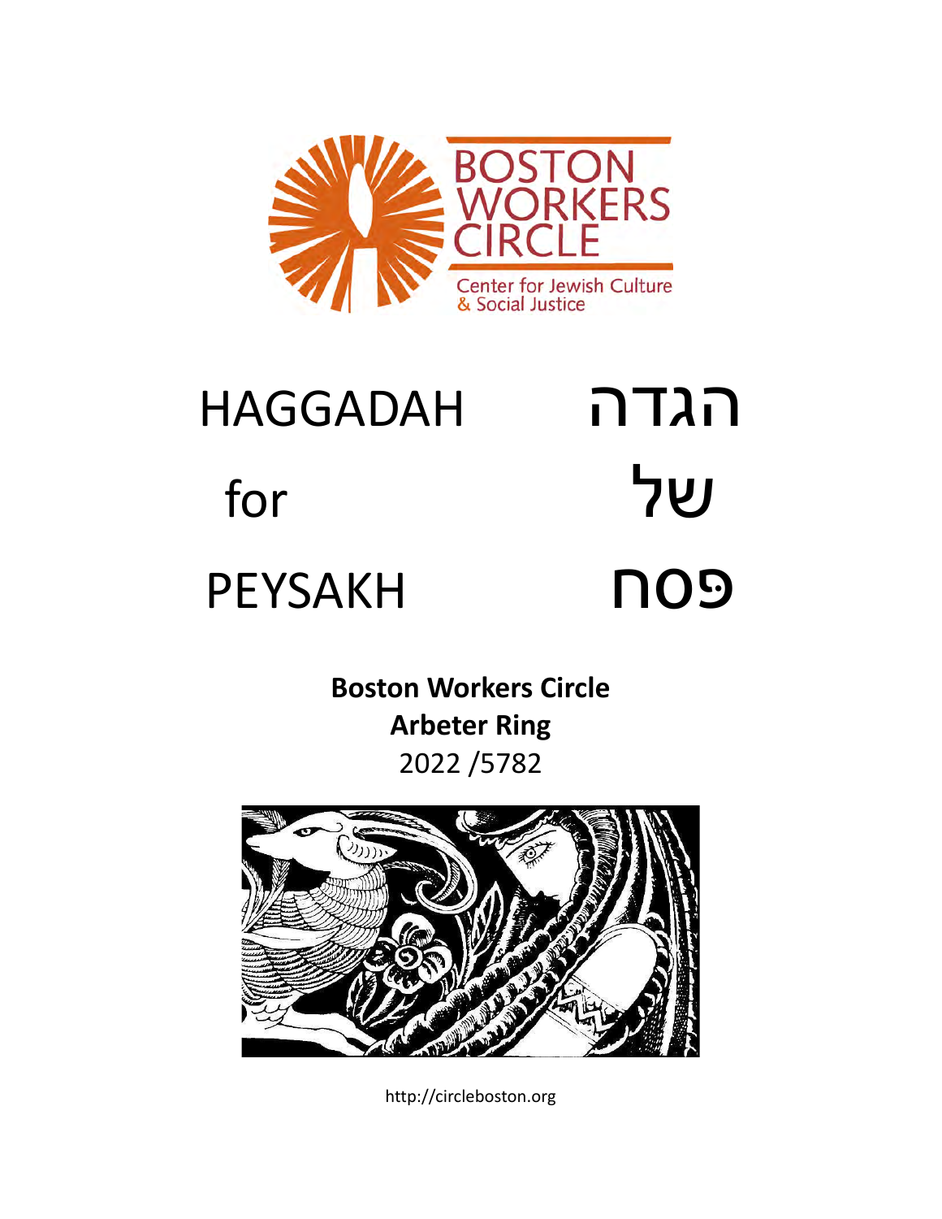BOSTON WORKERS CIRCLE

Center for Jewish Culture & Social Justice

# HAGGADAH for PEYSAKH

# הגדה של פסח

**Boston Workers Circle**
**Arbeter Ring**
2022 /5782

http://circleboston.org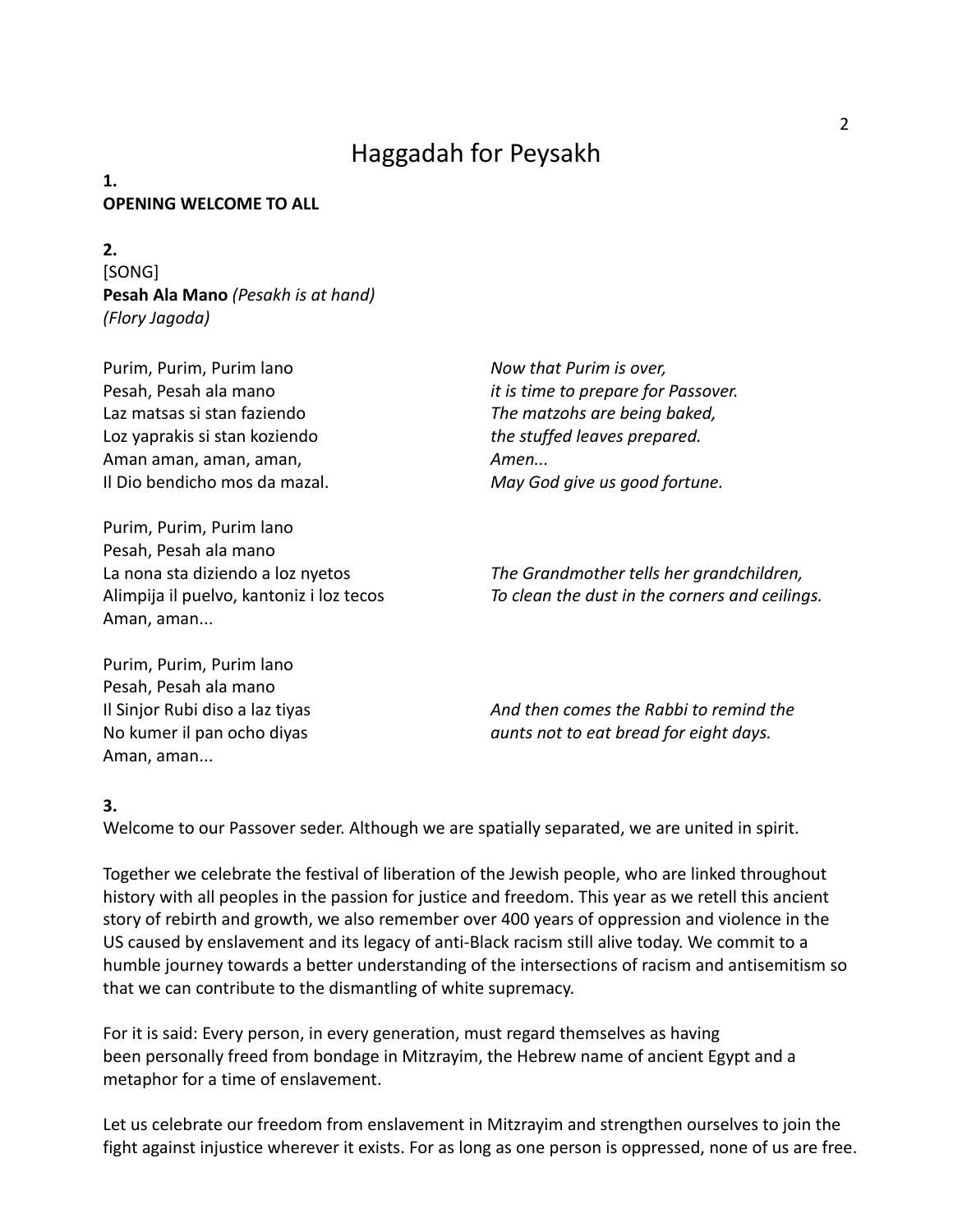# Haggadah for Peysakh

**1.**
**OPENING WELCOME TO ALL**

**2.**
[SONG]
**Pesah Ala Mano** *(Pesakh is at hand)*
*(Flory Jagoda)*

| | |
|---|---|
| Purim, Purim, Purim lano<br>Pesah, Pesah ala mano<br>Laz matsas si stan faziendo<br>Loz yaprakis si stan koziendo<br>Aman aman, aman, aman,<br>Il Dio bendicho mos da mazal. | *Now that Purim is over,*<br>*it is time to prepare for Passover.*<br>*The matzohs are being baked,*<br>*the stuffed leaves prepared.*<br>*Amen...*<br>*May God give us good fortune.* |
| Purim, Purim, Purim lano<br>Pesah, Pesah ala mano<br>La nona sta diziendo a loz nyetos<br>Alimpija il puelvo, kantoniz i loz tecos<br>Aman, aman... | <br><br>*The Grandmother tells her grandchildren,*<br>*To clean the dust in the corners and ceilings.* |
| Purim, Purim, Purim lano<br>Pesah, Pesah ala mano<br>Il Sinjor Rubi diso a laz tiyas<br>No kumer il pan ocho diyas<br>Aman, aman... | <br><br>*And then comes the Rabbi to remind the*<br>*aunts not to eat bread for eight days.* |

**3.**
Welcome to our Passover seder. Although we are spatially separated, we are united in spirit.

Together we celebrate the festival of liberation of the Jewish people, who are linked throughout history with all peoples in the passion for justice and freedom. This year as we retell this ancient story of rebirth and growth, we also remember over 400 years of oppression and violence in the US caused by enslavement and its legacy of anti-Black racism still alive today. We commit to a humble journey towards a better understanding of the intersections of racism and antisemitism so that we can contribute to the dismantling of white supremacy.

For it is said: Every person, in every generation, must regard themselves as having been personally freed from bondage in Mitzrayim, the Hebrew name of ancient Egypt and a metaphor for a time of enslavement.

Let us celebrate our freedom from enslavement in Mitzrayim and strengthen ourselves to join the fight against injustice wherever it exists. For as long as one person is oppressed, none of us are free.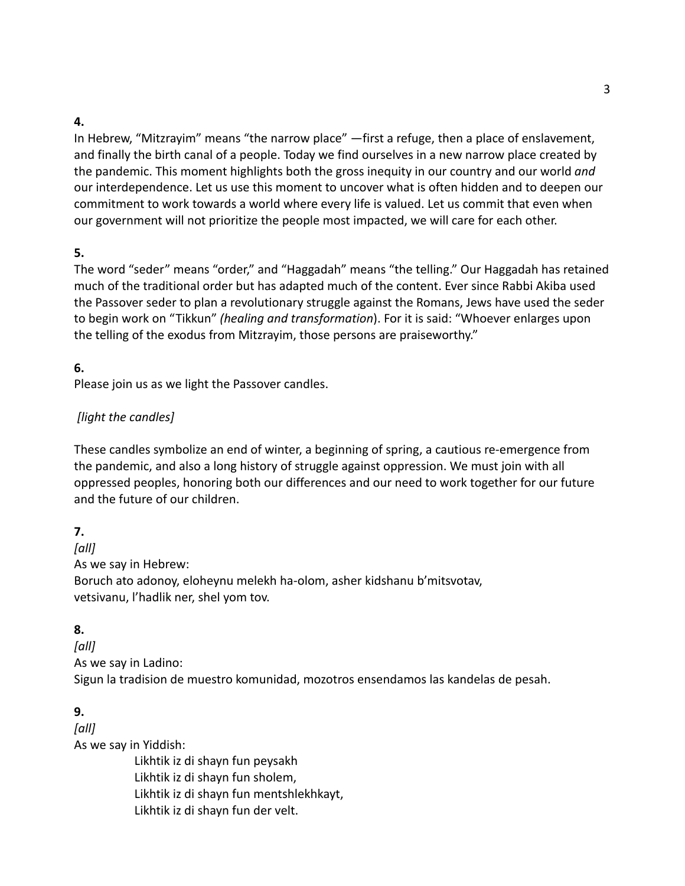**4.**

In Hebrew, “Mitzrayim” means “the narrow place” —first a refuge, then a place of enslavement, and finally the birth canal of a people. Today we find ourselves in a new narrow place created by the pandemic. This moment highlights both the gross inequity in our country and our world *and* our interdependence. Let us use this moment to uncover what is often hidden and to deepen our commitment to work towards a world where every life is valued. Let us commit that even when our government will not prioritize the people most impacted, we will care for each other.

**5.**

The word “seder” means “order,” and “Haggadah” means “the telling.” Our Haggadah has retained much of the traditional order but has adapted much of the content. Ever since Rabbi Akiba used the Passover seder to plan a revolutionary struggle against the Romans, Jews have used the seder to begin work on “Tikkun” *(healing and transformation*). For it is said: “Whoever enlarges upon the telling of the exodus from Mitzrayim, those persons are praiseworthy.”

**6.**

Please join us as we light the Passover candles.

*[light the candles]*

These candles symbolize an end of winter, a beginning of spring, a cautious re-emergence from the pandemic, and also a long history of struggle against oppression. We must join with all oppressed peoples, honoring both our differences and our need to work together for our future and the future of our children.

**7.**

*[all]*

As we say in Hebrew:
Boruch ato adonoy, eloheynu melekh ha-olom, asher kidshanu b’mitsvotav,
vetsivanu, l’hadlik ner, shel yom tov.

**8.**

*[all]*

As we say in Ladino:
Sigun la tradision de muestro komunidad, mozotros ensendamos las kandelas de pesah.

**9.**

*[all]*

As we say in Yiddish:

> Likhtik iz di shayn fun peysakh
> Likhtik iz di shayn fun sholem,
> Likhtik iz di shayn fun mentshlekhkayt,
> Likhtik iz di shayn fun der velt.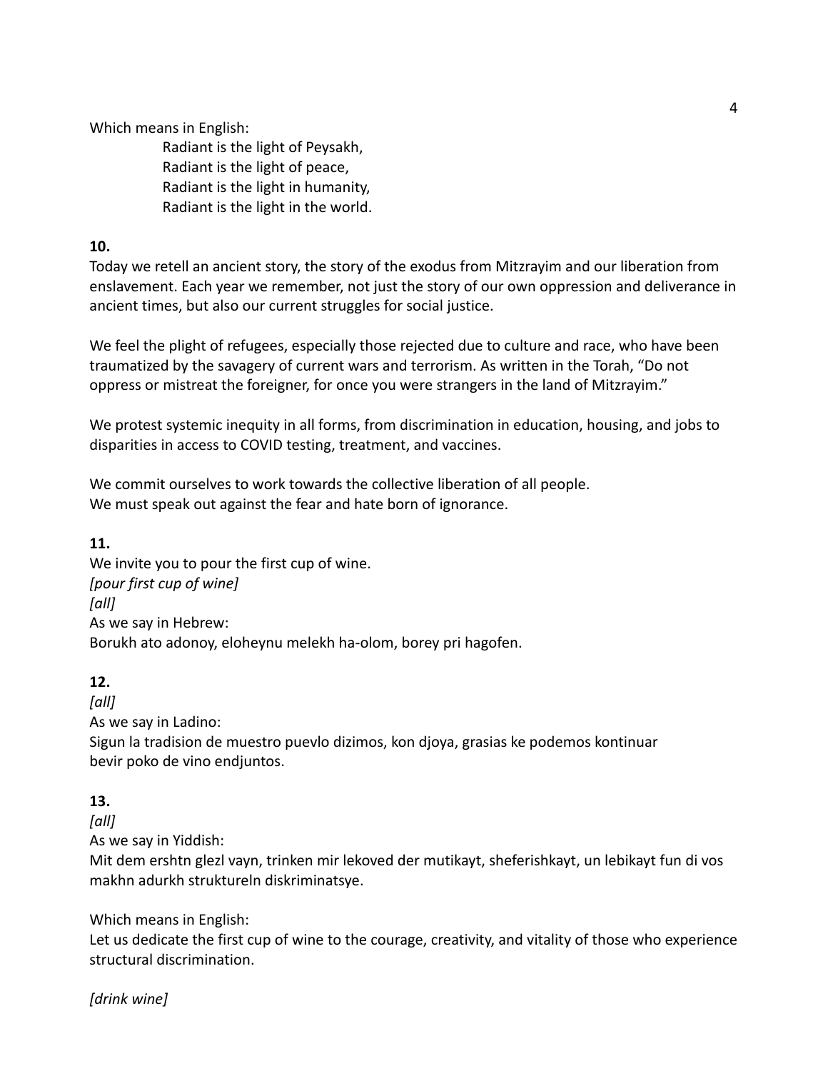Which means in English:

> Radiant is the light of Peysakh,
> Radiant is the light of peace,
> Radiant is the light in humanity,
> Radiant is the light in the world.

**10.**

Today we retell an ancient story, the story of the exodus from Mitzrayim and our liberation from enslavement. Each year we remember, not just the story of our own oppression and deliverance in ancient times, but also our current struggles for social justice.

We feel the plight of refugees, especially those rejected due to culture and race, who have been traumatized by the savagery of current wars and terrorism. As written in the Torah, "Do not oppress or mistreat the foreigner, for once you were strangers in the land of Mitzrayim."

We protest systemic inequity in all forms, from discrimination in education, housing, and jobs to disparities in access to COVID testing, treatment, and vaccines.

We commit ourselves to work towards the collective liberation of all people.
We must speak out against the fear and hate born of ignorance.

**11.**

We invite you to pour the first cup of wine.
*[pour first cup of wine]*
*[all]*
As we say in Hebrew:
Borukh ato adonoy, eloheynu melekh ha-olom, borey pri hagofen.

**12.**

*[all]*
As we say in Ladino:
Sigun la tradision de muestro puevlo dizimos, kon djoya, grasias ke podemos kontinuar bevir poko de vino endjuntos.

**13.**

*[all]*
As we say in Yiddish:
Mit dem ershtn glezl vayn, trinken mir lekoved der mutikayt, sheferishkayt, un lebikayt fun di vos makhn adurkh struktureln diskriminatsye.

Which means in English:
Let us dedicate the first cup of wine to the courage, creativity, and vitality of those who experience structural discrimination.

*[drink wine]*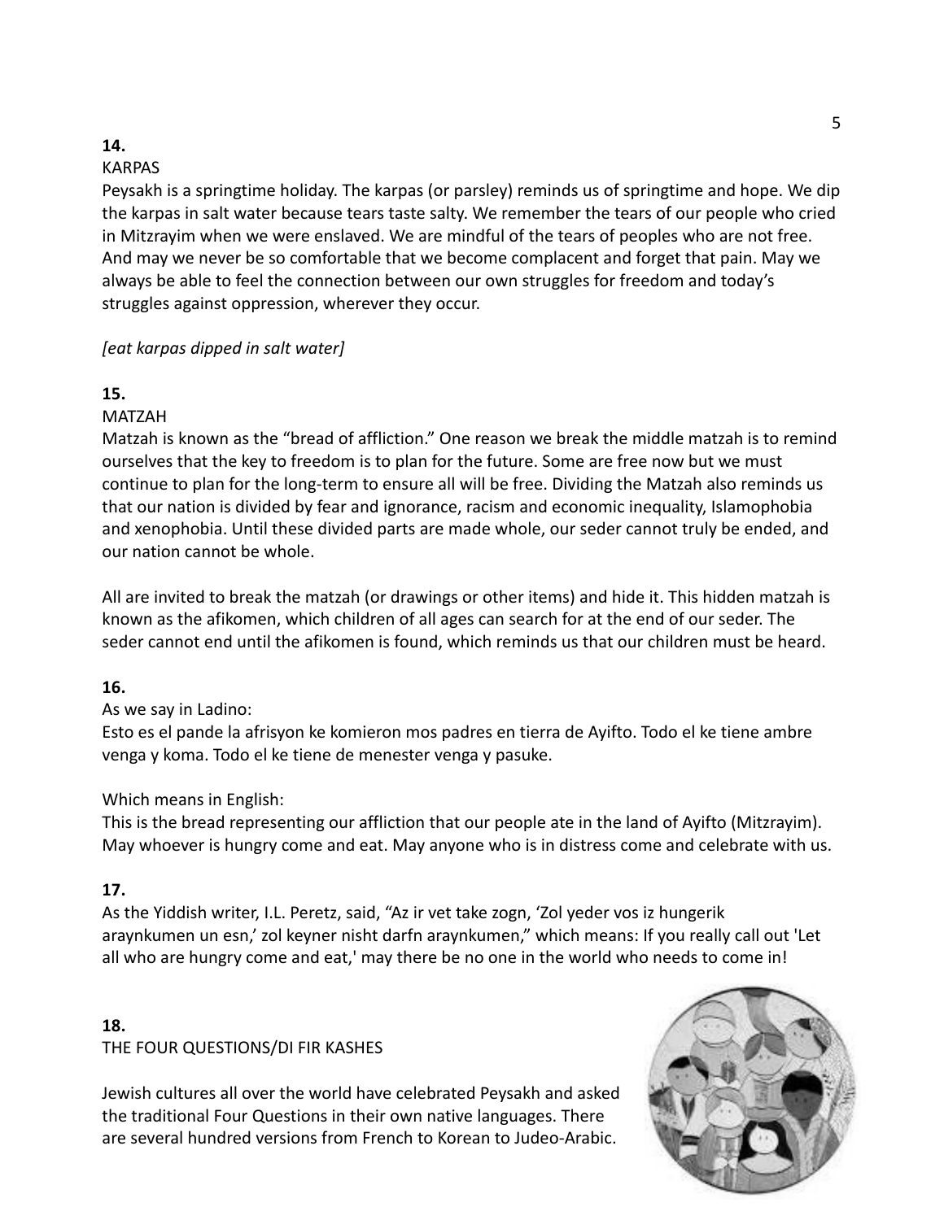**14.**

KARPAS

Peysakh is a springtime holiday. The karpas (or parsley) reminds us of springtime and hope. We dip the karpas in salt water because tears taste salty. We remember the tears of our people who cried in Mitzrayim when we were enslaved. We are mindful of the tears of peoples who are not free. And may we never be so comfortable that we become complacent and forget that pain. May we always be able to feel the connection between our own struggles for freedom and today's struggles against oppression, wherever they occur.

*[eat karpas dipped in salt water]*

**15.**

MATZAH

Matzah is known as the "bread of affliction." One reason we break the middle matzah is to remind ourselves that the key to freedom is to plan for the future. Some are free now but we must continue to plan for the long-term to ensure all will be free. Dividing the Matzah also reminds us that our nation is divided by fear and ignorance, racism and economic inequality, Islamophobia and xenophobia. Until these divided parts are made whole, our seder cannot truly be ended, and our nation cannot be whole.

All are invited to break the matzah (or drawings or other items) and hide it. This hidden matzah is known as the afikomen, which children of all ages can search for at the end of our seder. The seder cannot end until the afikomen is found, which reminds us that our children must be heard.

**16.**

As we say in Ladino:

Esto es el pande la afrisyon ke komieron mos padres en tierra de Ayifto. Todo el ke tiene ambre venga y koma. Todo el ke tiene de menester venga y pasuke.

Which means in English:

This is the bread representing our affliction that our people ate in the land of Ayifto (Mitzrayim). May whoever is hungry come and eat. May anyone who is in distress come and celebrate with us.

**17.**

As the Yiddish writer, I.L. Peretz, said, "Az ir vet take zogn, 'Zol yeder vos iz hungerik araynkumen un esn,' zol keyner nisht darfn araynkumen," which means: If you really call out 'Let all who are hungry come and eat,' may there be no one in the world who needs to come in!

**18.**

THE FOUR QUESTIONS/DI FIR KASHES

Jewish cultures all over the world have celebrated Peysakh and asked the traditional Four Questions in their own native languages. There are several hundred versions from French to Korean to Judeo-Arabic.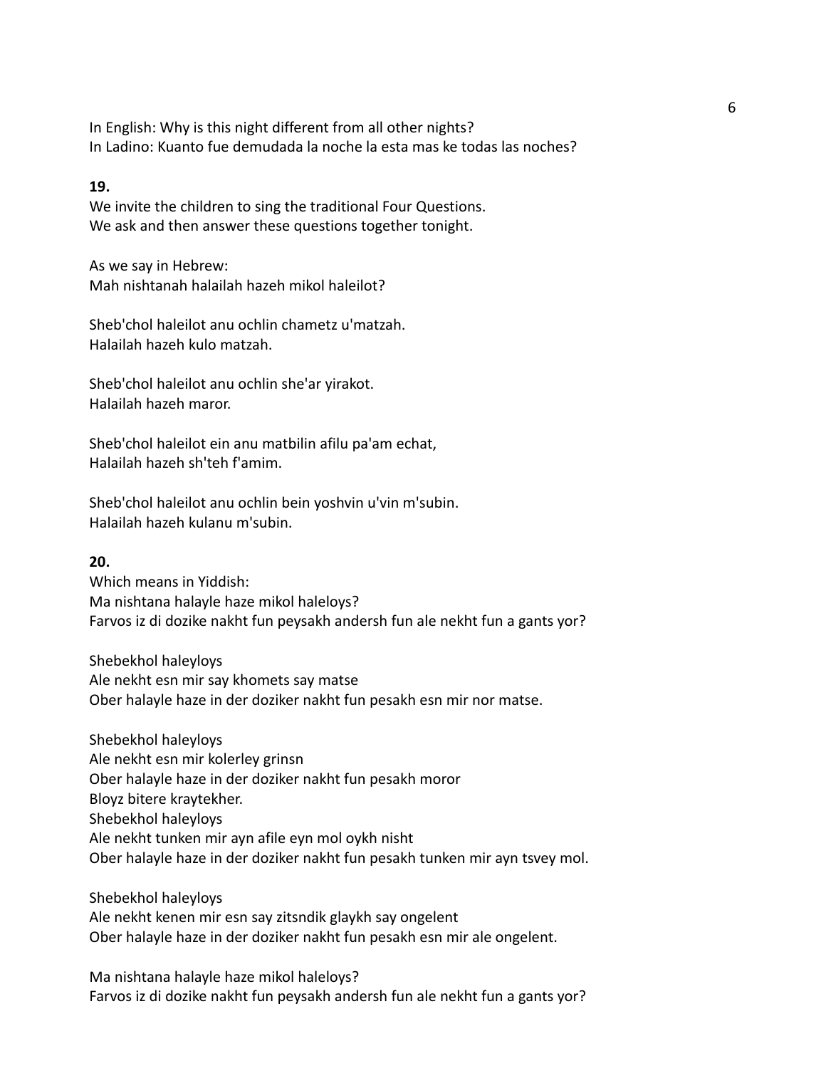In English: Why is this night different from all other nights?
In Ladino: Kuanto fue demudada la noche la esta mas ke todas las noches?

**19.**
We invite the children to sing the traditional Four Questions.
We ask and then answer these questions together tonight.

As we say in Hebrew:
Mah nishtanah halailah hazeh mikol haleilot?

Sheb'chol haleilot anu ochlin chametz u'matzah.
Halailah hazeh kulo matzah.

Sheb'chol haleilot anu ochlin she'ar yirakot.
Halailah hazeh maror.

Sheb'chol haleilot ein anu matbilin afilu pa'am echat,
Halailah hazeh sh'teh f'amim.

Sheb'chol haleilot anu ochlin bein yoshvin u'vin m'subin.
Halailah hazeh kulanu m'subin.

**20.**
Which means in Yiddish:
Ma nishtana halayle haze mikol haleloys?
Farvos iz di dozike nakht fun peysakh andersh fun ale nekht fun a gants yor?

Shebekhol haleyloys
Ale nekht esn mir say khomets say matse
Ober halayle haze in der doziker nakht fun pesakh esn mir nor matse.

Shebekhol haleyloys
Ale nekht esn mir kolerley grinsn
Ober halayle haze in der doziker nakht fun pesakh moror
Bloyz bitere kraytekher.
Shebekhol haleyloys
Ale nekht tunken mir ayn afile eyn mol oykh nisht
Ober halayle haze in der doziker nakht fun pesakh tunken mir ayn tsvey mol.

Shebekhol haleyloys
Ale nekht kenen mir esn say zitsndik glaykh say ongelent
Ober halayle haze in der doziker nakht fun pesakh esn mir ale ongelent.

Ma nishtana halayle haze mikol haleloys?
Farvos iz di dozike nakht fun peysakh andersh fun ale nekht fun a gants yor?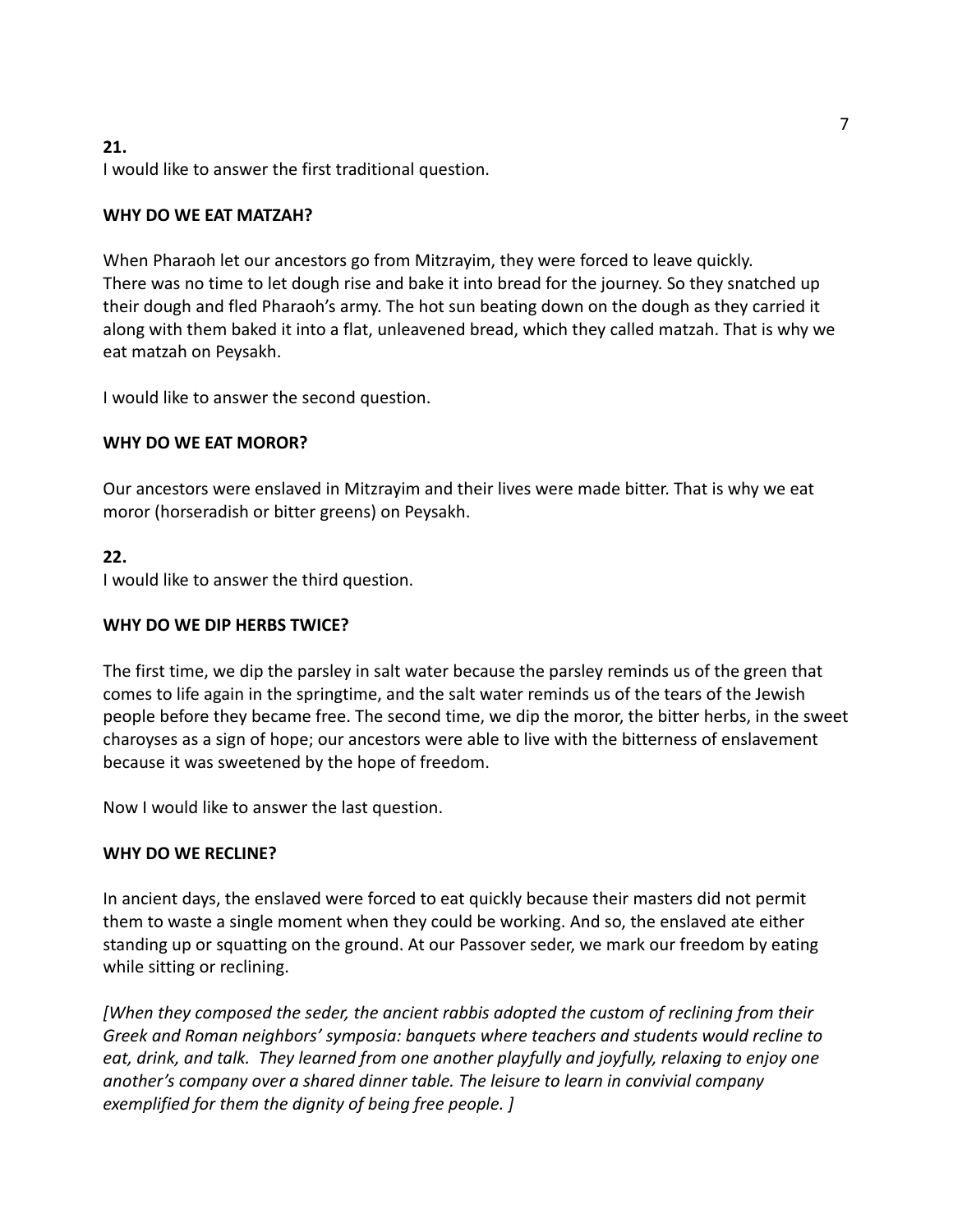**21.**
I would like to answer the first traditional question.

**WHY DO WE EAT MATZAH?**

When Pharaoh let our ancestors go from Mitzrayim, they were forced to leave quickly.
There was no time to let dough rise and bake it into bread for the journey. So they snatched up their dough and fled Pharaoh's army. The hot sun beating down on the dough as they carried it along with them baked it into a flat, unleavened bread, which they called matzah. That is why we eat matzah on Peysakh.

I would like to answer the second question.

**WHY DO WE EAT MOROR?**

Our ancestors were enslaved in Mitzrayim and their lives were made bitter. That is why we eat moror (horseradish or bitter greens) on Peysakh.

**22.**
I would like to answer the third question.

**WHY DO WE DIP HERBS TWICE?**

The first time, we dip the parsley in salt water because the parsley reminds us of the green that comes to life again in the springtime, and the salt water reminds us of the tears of the Jewish people before they became free. The second time, we dip the moror, the bitter herbs, in the sweet charoyses as a sign of hope; our ancestors were able to live with the bitterness of enslavement because it was sweetened by the hope of freedom.

Now I would like to answer the last question.

**WHY DO WE RECLINE?**

In ancient days, the enslaved were forced to eat quickly because their masters did not permit them to waste a single moment when they could be working. And so, the enslaved ate either standing up or squatting on the ground. At our Passover seder, we mark our freedom by eating while sitting or reclining.

*[When they composed the seder, the ancient rabbis adopted the custom of reclining from their Greek and Roman neighbors' symposia: banquets where teachers and students would recline to eat, drink, and talk. They learned from one another playfully and joyfully, relaxing to enjoy one another's company over a shared dinner table. The leisure to learn in convivial company exemplified for them the dignity of being free people. ]*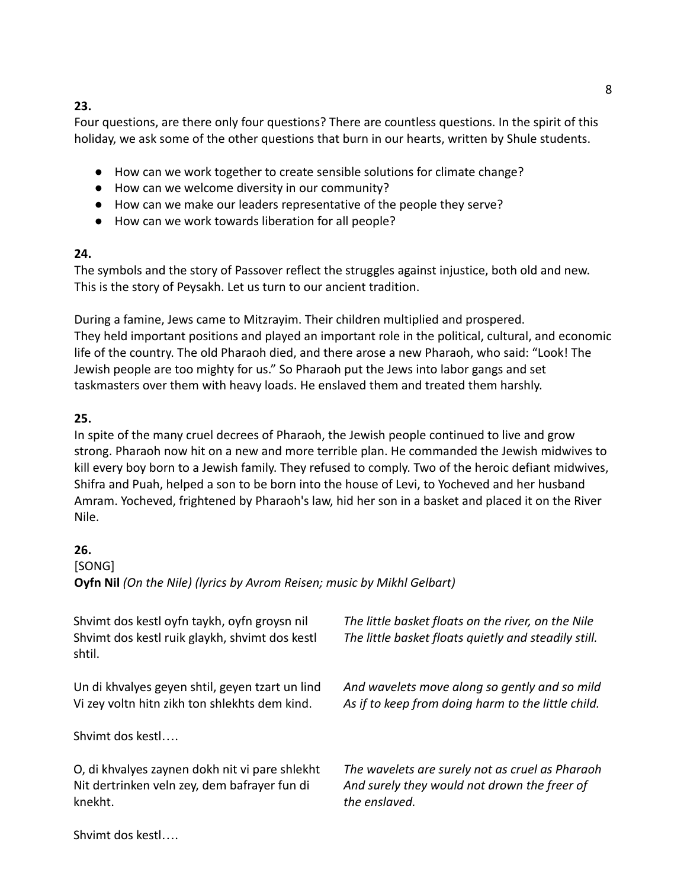**23.**

Four questions, are there only four questions? There are countless questions. In the spirit of this holiday, we ask some of the other questions that burn in our hearts, written by Shule students.

- How can we work together to create sensible solutions for climate change?
- How can we welcome diversity in our community?
- How can we make our leaders representative of the people they serve?
- How can we work towards liberation for all people?

**24.**

The symbols and the story of Passover reflect the struggles against injustice, both old and new. This is the story of Peysakh. Let us turn to our ancient tradition.

During a famine, Jews came to Mitzrayim. Their children multiplied and prospered. They held important positions and played an important role in the political, cultural, and economic life of the country. The old Pharaoh died, and there arose a new Pharaoh, who said: "Look! The Jewish people are too mighty for us." So Pharaoh put the Jews into labor gangs and set taskmasters over them with heavy loads. He enslaved them and treated them harshly.

**25.**

In spite of the many cruel decrees of Pharaoh, the Jewish people continued to live and grow strong. Pharaoh now hit on a new and more terrible plan. He commanded the Jewish midwives to kill every boy born to a Jewish family. They refused to comply. Two of the heroic defiant midwives, Shifra and Puah, helped a son to be born into the house of Levi, to Yocheved and her husband Amram. Yocheved, frightened by Pharaoh's law, hid her son in a basket and placed it on the River Nile.

**26.**

[SONG]

**Oyfn Nil** *(On the Nile) (lyrics by Avrom Reisen; music by Mikhl Gelbart)*

| | |
|---|---|
| Shvimt dos kestl oyfn taykh, oyfn groysn nil<br>Shvimt dos kestl ruik glaykh, shvimt dos kestl shtil. | *The little basket floats on the river, on the Nile*<br>*The little basket floats quietly and steadily still.* |
| Un di khvalyes geyen shtil, geyen tzart un lind<br>Vi zey voltn hitn zikh ton shlekhts dem kind. | *And wavelets move along so gently and so mild*<br>*As if to keep from doing harm to the little child.* |
| Shvimt dos kestl…. | |
| O, di khvalyes zaynen dokh nit vi pare shlekht<br>Nit dertrinken veln zey, dem bafrayer fun di knekht. | *The wavelets are surely not as cruel as Pharaoh*<br>*And surely they would not drown the freer of the enslaved.* |
| Shvimt dos kestl…. | |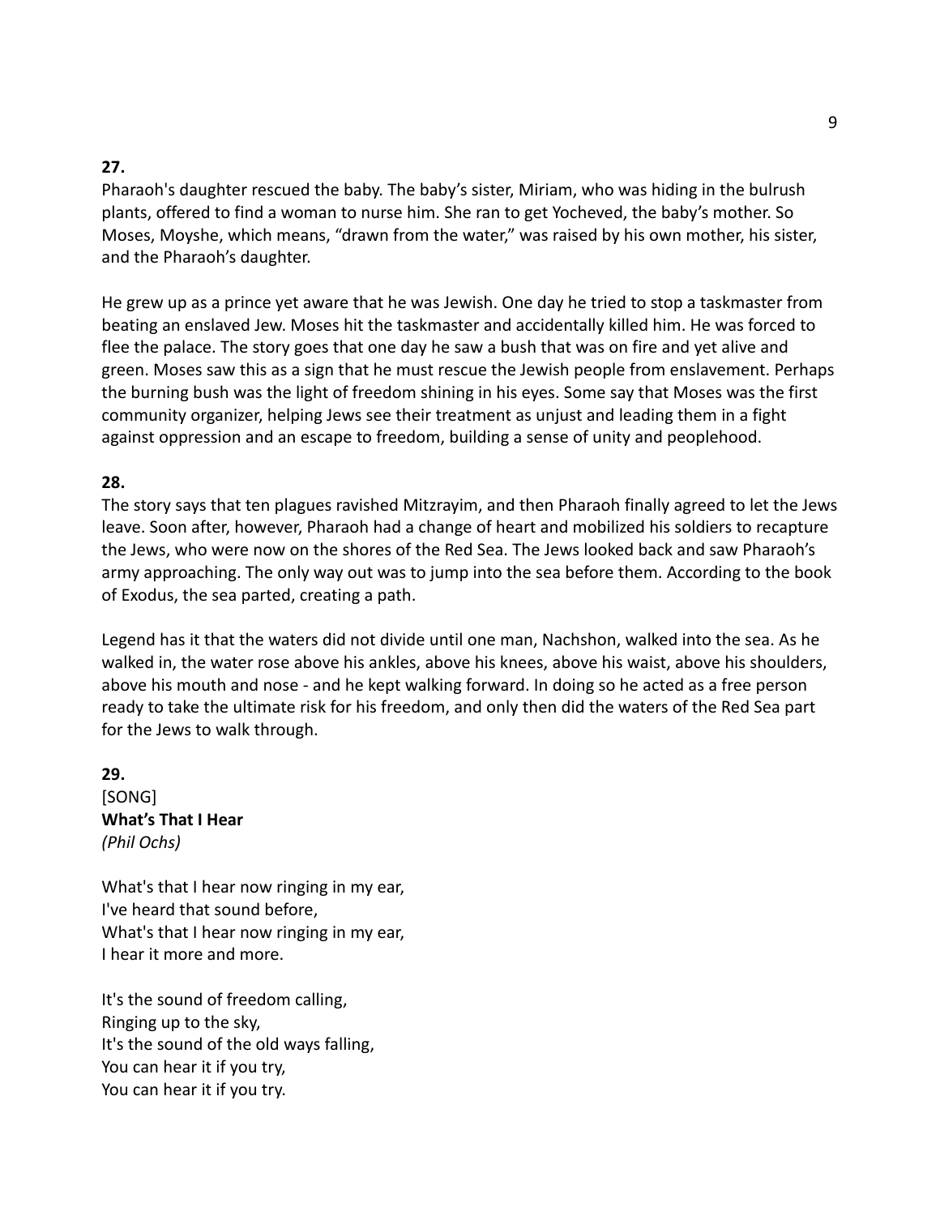**27.**

Pharaoh's daughter rescued the baby. The baby's sister, Miriam, who was hiding in the bulrush plants, offered to find a woman to nurse him. She ran to get Yocheved, the baby's mother. So Moses, Moyshe, which means, "drawn from the water," was raised by his own mother, his sister, and the Pharaoh's daughter.

He grew up as a prince yet aware that he was Jewish. One day he tried to stop a taskmaster from beating an enslaved Jew. Moses hit the taskmaster and accidentally killed him. He was forced to flee the palace. The story goes that one day he saw a bush that was on fire and yet alive and green. Moses saw this as a sign that he must rescue the Jewish people from enslavement. Perhaps the burning bush was the light of freedom shining in his eyes. Some say that Moses was the first community organizer, helping Jews see their treatment as unjust and leading them in a fight against oppression and an escape to freedom, building a sense of unity and peoplehood.

**28.**

The story says that ten plagues ravished Mitzrayim, and then Pharaoh finally agreed to let the Jews leave. Soon after, however, Pharaoh had a change of heart and mobilized his soldiers to recapture the Jews, who were now on the shores of the Red Sea. The Jews looked back and saw Pharaoh's army approaching. The only way out was to jump into the sea before them. According to the book of Exodus, the sea parted, creating a path.

Legend has it that the waters did not divide until one man, Nachshon, walked into the sea. As he walked in, the water rose above his ankles, above his knees, above his waist, above his shoulders, above his mouth and nose - and he kept walking forward. In doing so he acted as a free person ready to take the ultimate risk for his freedom, and only then did the waters of the Red Sea part for the Jews to walk through.

**29.**
[SONG]
**What's That I Hear**
*(Phil Ochs)*

What's that I hear now ringing in my ear,
I've heard that sound before,
What's that I hear now ringing in my ear,
I hear it more and more.

It's the sound of freedom calling,
Ringing up to the sky,
It's the sound of the old ways falling,
You can hear it if you try,
You can hear it if you try.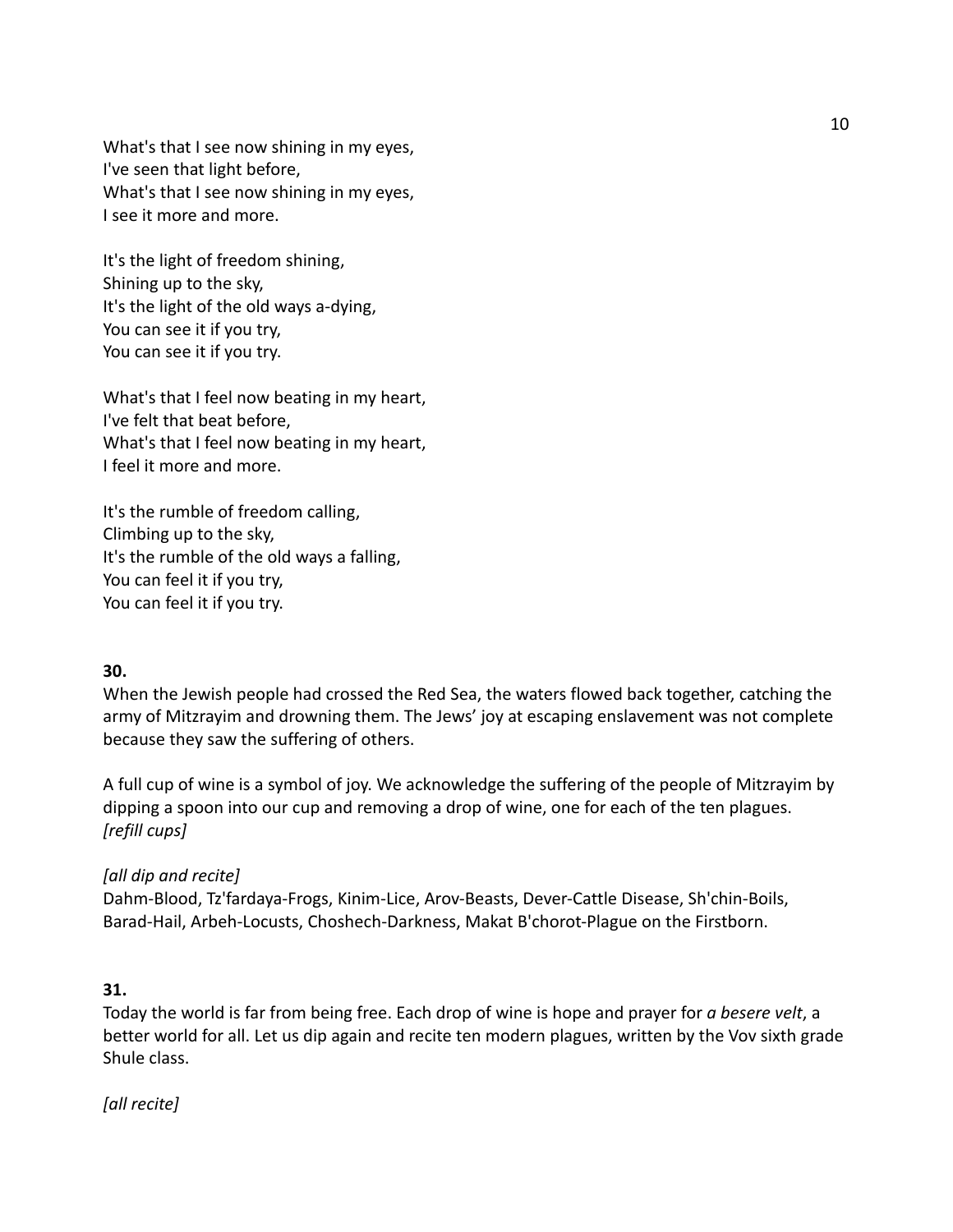What's that I see now shining in my eyes,  
I've seen that light before,  
What's that I see now shining in my eyes,  
I see it more and more.

It's the light of freedom shining,  
Shining up to the sky,  
It's the light of the old ways a-dying,  
You can see it if you try,  
You can see it if you try.

What's that I feel now beating in my heart,  
I've felt that beat before,  
What's that I feel now beating in my heart,  
I feel it more and more.

It's the rumble of freedom calling,  
Climbing up to the sky,  
It's the rumble of the old ways a falling,  
You can feel it if you try,  
You can feel it if you try.

**30.**

When the Jewish people had crossed the Red Sea, the waters flowed back together, catching the army of Mitzrayim and drowning them. The Jews' joy at escaping enslavement was not complete because they saw the suffering of others.

A full cup of wine is a symbol of joy. We acknowledge the suffering of the people of Mitzrayim by dipping a spoon into our cup and removing a drop of wine, one for each of the ten plagues.  
*[refill cups]*

*[all dip and recite]*

Dahm-Blood, Tz'fardaya-Frogs, Kinim-Lice, Arov-Beasts, Dever-Cattle Disease, Sh'chin-Boils, Barad-Hail, Arbeh-Locusts, Choshech-Darkness, Makat B'chorot-Plague on the Firstborn.

**31.**

Today the world is far from being free. Each drop of wine is hope and prayer for *a besere velt*, a better world for all. Let us dip again and recite ten modern plagues, written by the Vov sixth grade Shule class.

*[all recite]*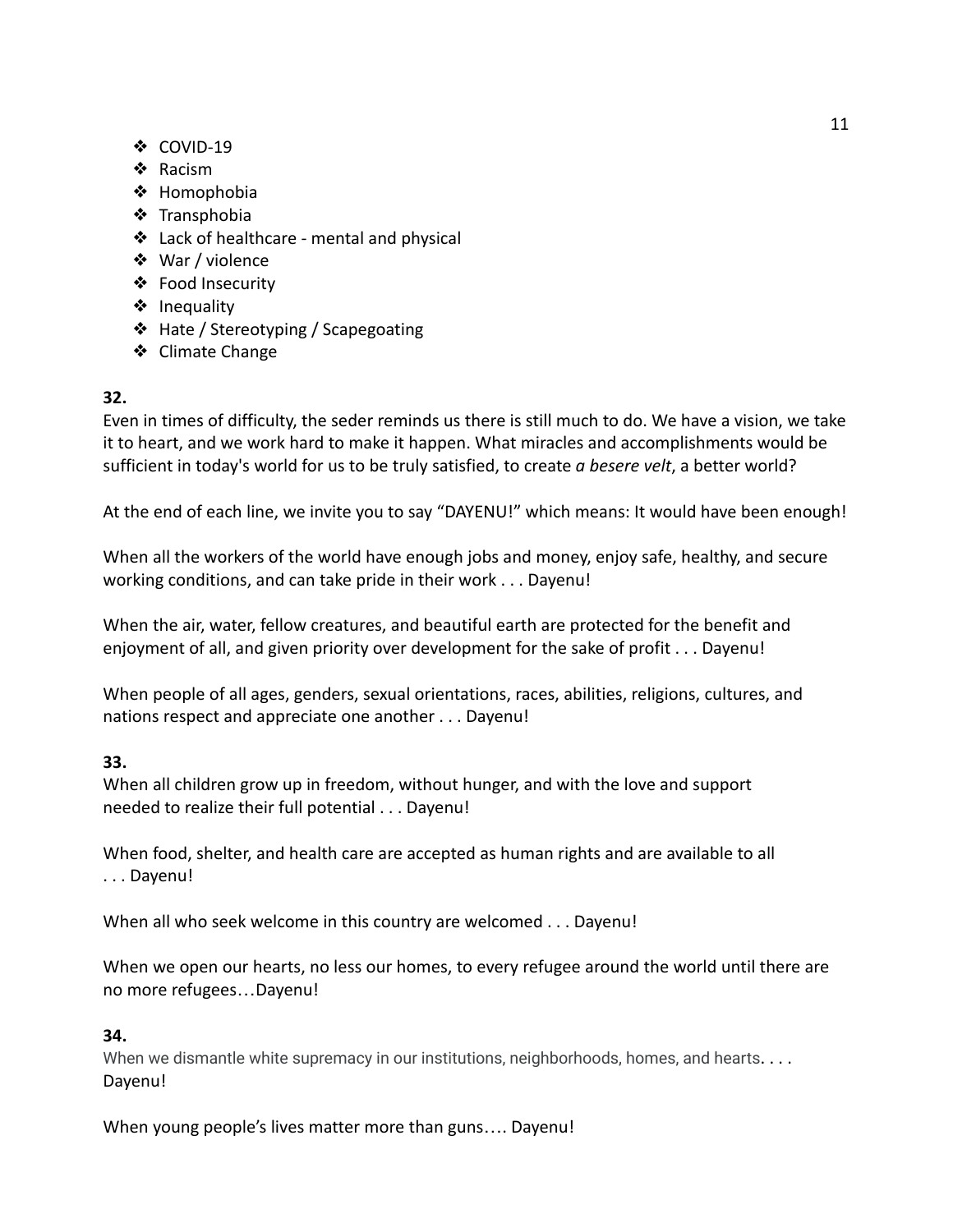- COVID-19
- Racism
- Homophobia
- Transphobia
- Lack of healthcare - mental and physical
- War / violence
- Food Insecurity
- Inequality
- Hate / Stereotyping / Scapegoating
- Climate Change

**32.**

Even in times of difficulty, the seder reminds us there is still much to do. We have a vision, we take it to heart, and we work hard to make it happen. What miracles and accomplishments would be sufficient in today's world for us to be truly satisfied, to create *a besere velt*, a better world?

At the end of each line, we invite you to say "DAYENU!" which means: It would have been enough!

When all the workers of the world have enough jobs and money, enjoy safe, healthy, and secure working conditions, and can take pride in their work . . . Dayenu!

When the air, water, fellow creatures, and beautiful earth are protected for the benefit and enjoyment of all, and given priority over development for the sake of profit . . . Dayenu!

When people of all ages, genders, sexual orientations, races, abilities, religions, cultures, and nations respect and appreciate one another . . . Dayenu!

**33.**

When all children grow up in freedom, without hunger, and with the love and support needed to realize their full potential . . . Dayenu!

When food, shelter, and health care are accepted as human rights and are available to all . . . Dayenu!

When all who seek welcome in this country are welcomed . . . Dayenu!

When we open our hearts, no less our homes, to every refugee around the world until there are no more refugees…Dayenu!

**34.**

When we dismantle white supremacy in our institutions, neighborhoods, homes, and hearts. . . . Dayenu!

When young people's lives matter more than guns…. Dayenu!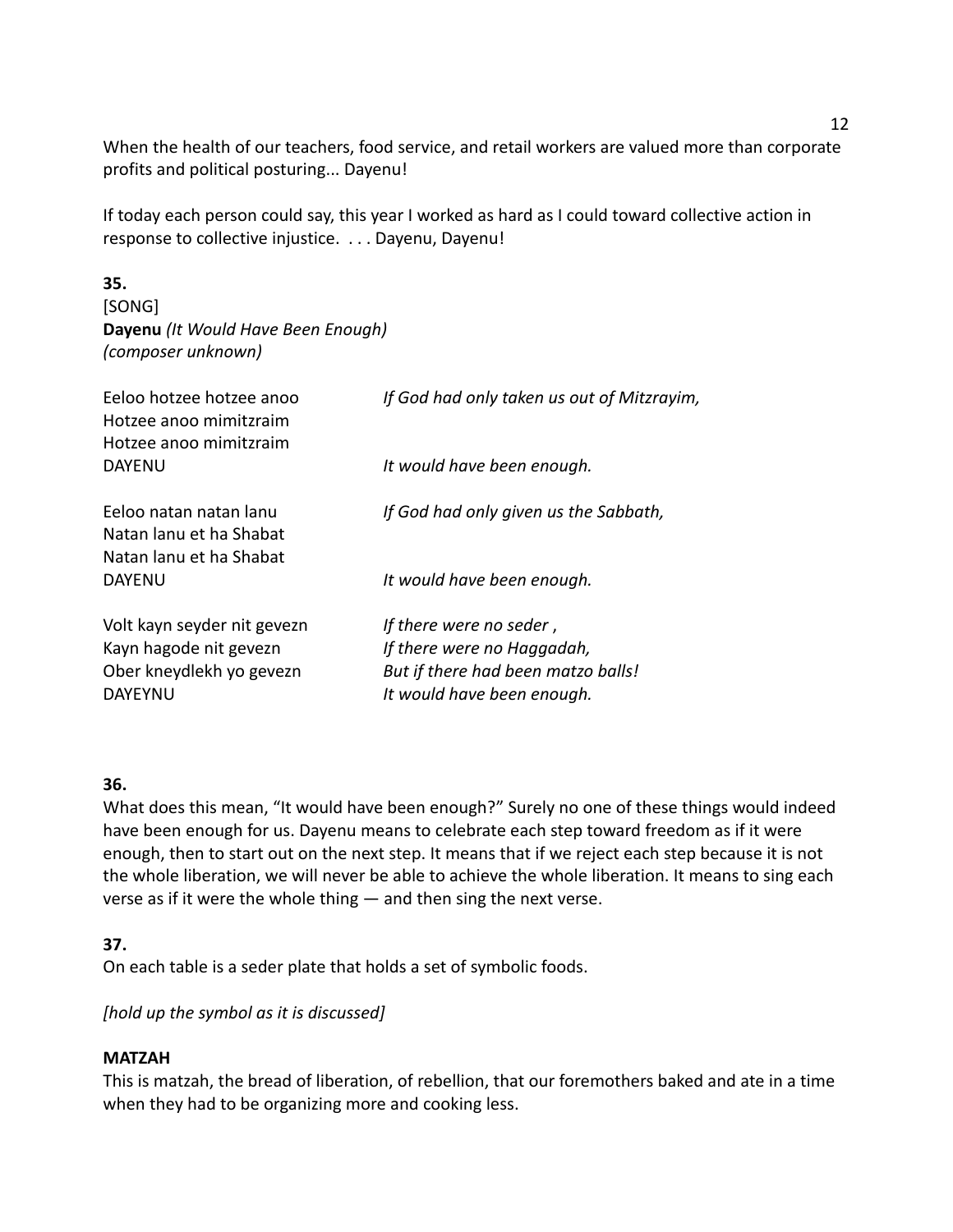When the health of our teachers, food service, and retail workers are valued more than corporate profits and political posturing... Dayenu!

If today each person could say, this year I worked as hard as I could toward collective action in response to collective injustice. . . . Dayenu, Dayenu!

**35.**
[SONG]
**Dayenu** *(It Would Have Been Enough)*
*(composer unknown)*

| | |
|---|---|
| Eeloo hotzee hotzee anoo<br>Hotzee anoo mimitzraim<br>Hotzee anoo mimitzraim<br>DAYENU | *If God had only taken us out of Mitzrayim,*<br><br><br>*It would have been enough.* |
| Eeloo natan natan lanu<br>Natan lanu et ha Shabat<br>Natan lanu et ha Shabat<br>DAYENU | *If God had only given us the Sabbath,*<br><br><br>*It would have been enough.* |
| Volt kayn seyder nit gevezn<br>Kayn hagode nit gevezn<br>Ober kneydlekh yo gevezn<br>DAYEYNU | *If there were no seder ,*<br>*If there were no Haggadah,*<br>*But if there had been matzo balls!*<br>*It would have been enough.* |

**36.**
What does this mean, "It would have been enough?" Surely no one of these things would indeed have been enough for us. Dayenu means to celebrate each step toward freedom as if it were enough, then to start out on the next step. It means that if we reject each step because it is not the whole liberation, we will never be able to achieve the whole liberation. It means to sing each verse as if it were the whole thing — and then sing the next verse.

**37.**
On each table is a seder plate that holds a set of symbolic foods.

*[hold up the symbol as it is discussed]*

**MATZAH**
This is matzah, the bread of liberation, of rebellion, that our foremothers baked and ate in a time when they had to be organizing more and cooking less.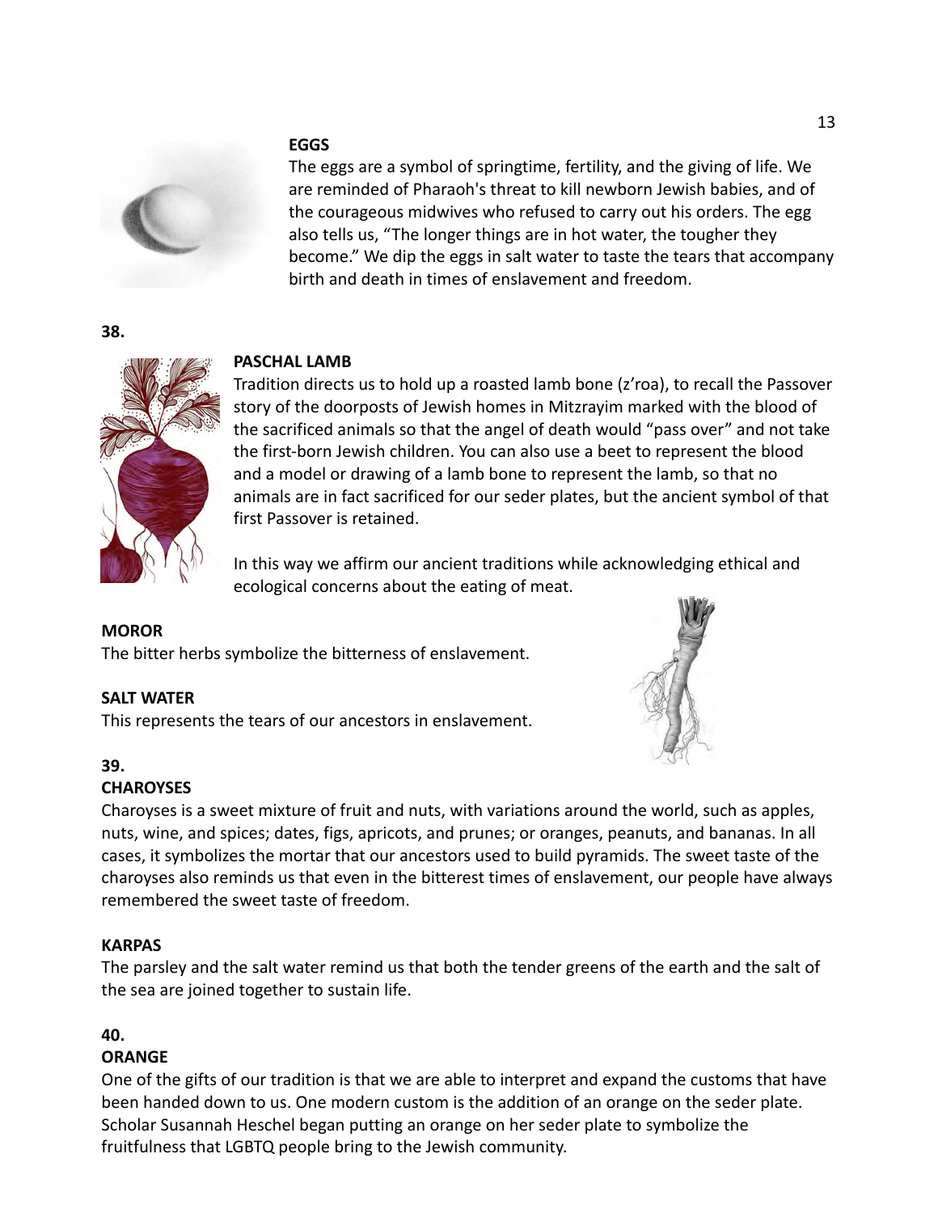**EGGS**

The eggs are a symbol of springtime, fertility, and the giving of life. We are reminded of Pharaoh's threat to kill newborn Jewish babies, and of the courageous midwives who refused to carry out his orders. The egg also tells us, "The longer things are in hot water, the tougher they become." We dip the eggs in salt water to taste the tears that accompany birth and death in times of enslavement and freedom.

**38.**

**PASCHAL LAMB**

Tradition directs us to hold up a roasted lamb bone (z'roa), to recall the Passover story of the doorposts of Jewish homes in Mitzrayim marked with the blood of the sacrificed animals so that the angel of death would "pass over" and not take the first-born Jewish children. You can also use a beet to represent the blood and a model or drawing of a lamb bone to represent the lamb, so that no animals are in fact sacrificed for our seder plates, but the ancient symbol of that first Passover is retained.

In this way we affirm our ancient traditions while acknowledging ethical and ecological concerns about the eating of meat.

**MOROR**

The bitter herbs symbolize the bitterness of enslavement.

**SALT WATER**

This represents the tears of our ancestors in enslavement.

**39.**

**CHAROYSES**

Charoyses is a sweet mixture of fruit and nuts, with variations around the world, such as apples, nuts, wine, and spices; dates, figs, apricots, and prunes; or oranges, peanuts, and bananas. In all cases, it symbolizes the mortar that our ancestors used to build pyramids. The sweet taste of the charoyses also reminds us that even in the bitterest times of enslavement, our people have always remembered the sweet taste of freedom.

**KARPAS**

The parsley and the salt water remind us that both the tender greens of the earth and the salt of the sea are joined together to sustain life.

**40.**

**ORANGE**

One of the gifts of our tradition is that we are able to interpret and expand the customs that have been handed down to us. One modern custom is the addition of an orange on the seder plate. Scholar Susannah Heschel began putting an orange on her seder plate to symbolize the fruitfulness that LGBTQ people bring to the Jewish community.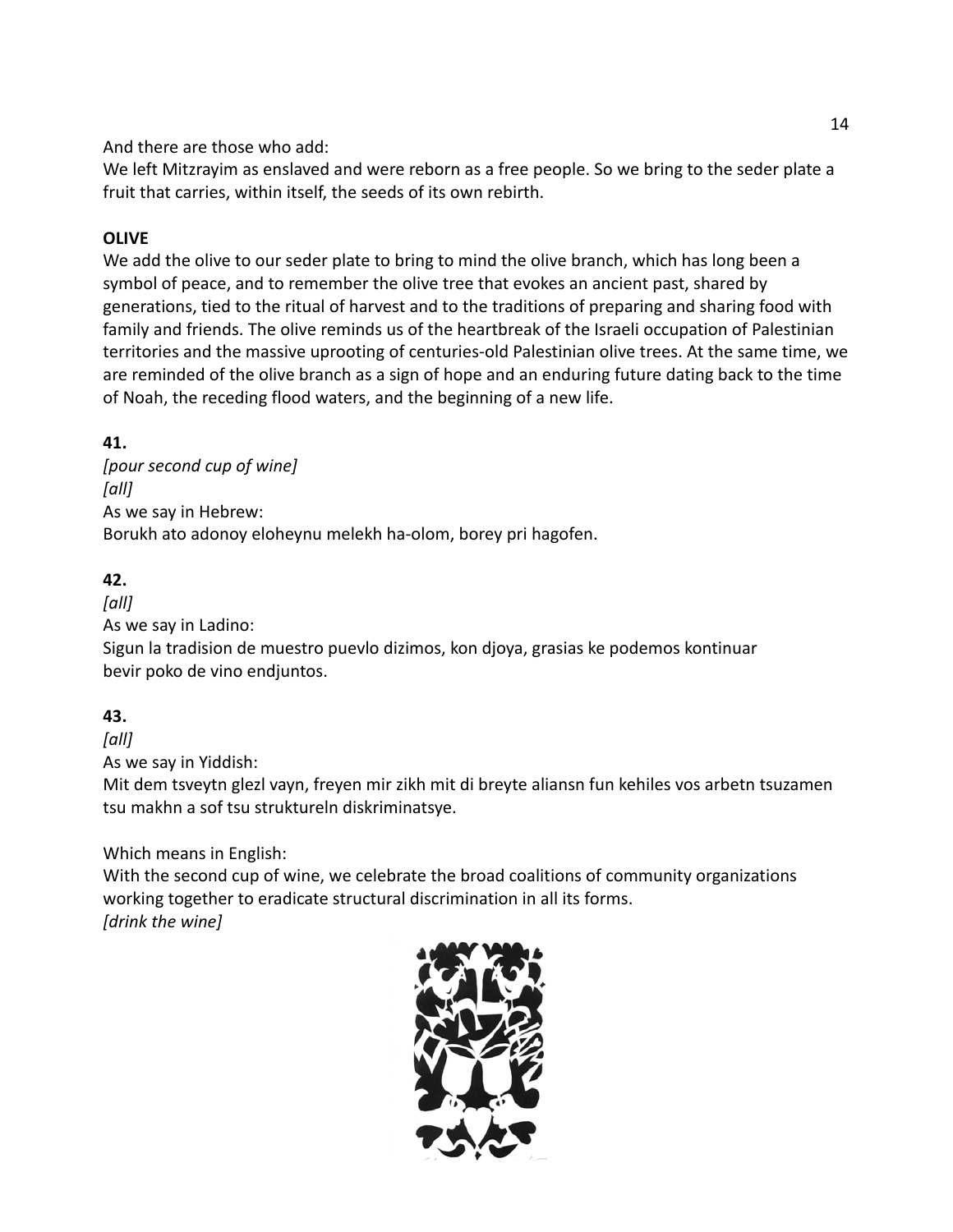And there are those who add:
We left Mitzrayim as enslaved and were reborn as a free people. So we bring to the seder plate a fruit that carries, within itself, the seeds of its own rebirth.

**OLIVE**

We add the olive to our seder plate to bring to mind the olive branch, which has long been a symbol of peace, and to remember the olive tree that evokes an ancient past, shared by generations, tied to the ritual of harvest and to the traditions of preparing and sharing food with family and friends. The olive reminds us of the heartbreak of the Israeli occupation of Palestinian territories and the massive uprooting of centuries-old Palestinian olive trees. At the same time, we are reminded of the olive branch as a sign of hope and an enduring future dating back to the time of Noah, the receding flood waters, and the beginning of a new life.

**41.**

*[pour second cup of wine]*
*[all]*
As we say in Hebrew:
Borukh ato adonoy eloheynu melekh ha-olom, borey pri hagofen.

**42.**

*[all]*
As we say in Ladino:
Sigun la tradision de muestro puevlo dizimos, kon djoya, grasias ke podemos kontinuar bevir poko de vino endjuntos.

**43.**

*[all]*
As we say in Yiddish:
Mit dem tsveytn glezl vayn, freyen mir zikh mit di breyte aliansn fun kehiles vos arbetn tsuzamen tsu makhn a sof tsu struktureln diskriminatsye.

Which means in English:
With the second cup of wine, we celebrate the broad coalitions of community organizations working together to eradicate structural discrimination in all its forms.
*[drink the wine]*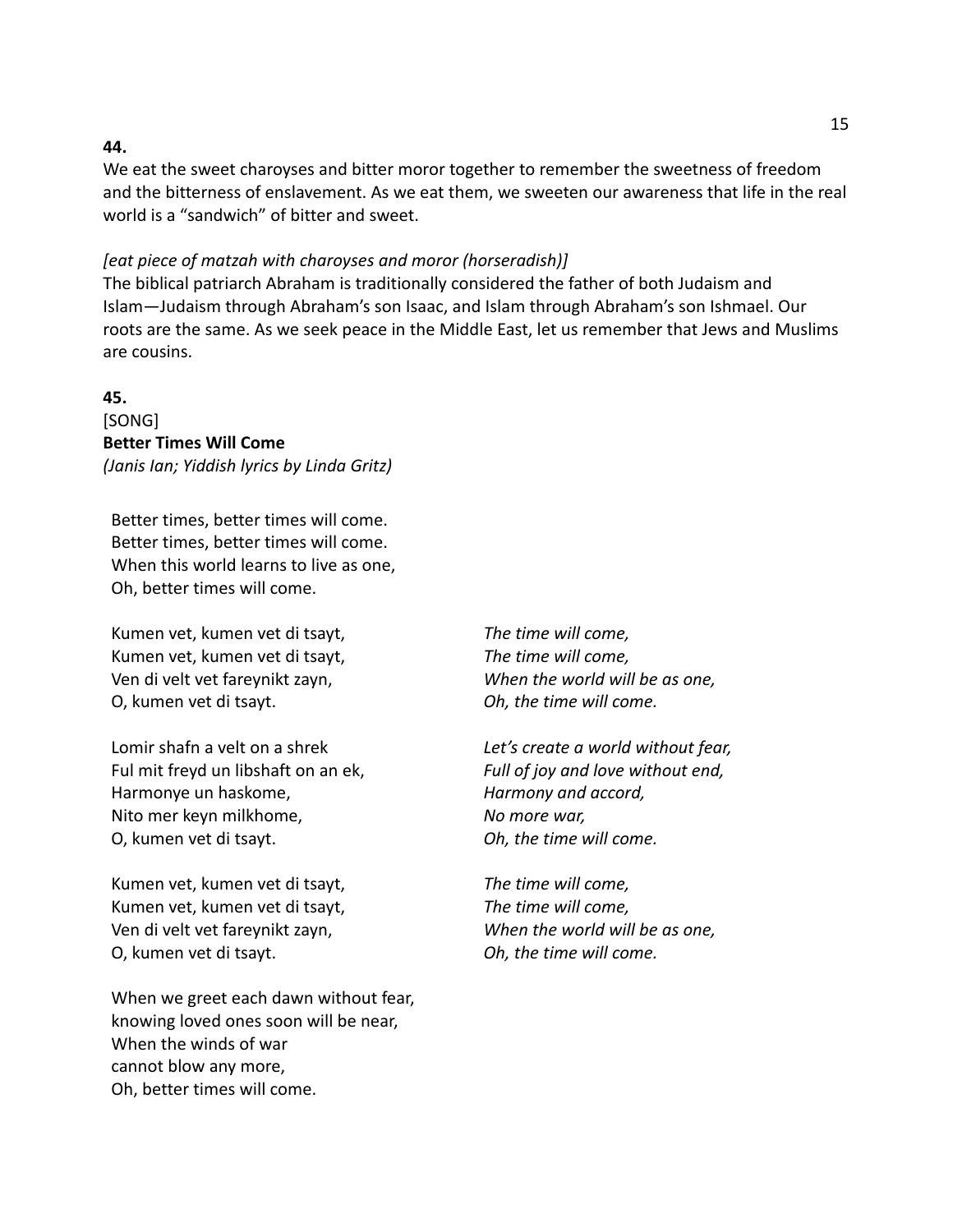**44.**

We eat the sweet charoyses and bitter moror together to remember the sweetness of freedom and the bitterness of enslavement. As we eat them, we sweeten our awareness that life in the real world is a "sandwich" of bitter and sweet.

*[eat piece of matzah with charoyses and moror (horseradish)]*

The biblical patriarch Abraham is traditionally considered the father of both Judaism and Islam—Judaism through Abraham's son Isaac, and Islam through Abraham's son Ishmael. Our roots are the same. As we seek peace in the Middle East, let us remember that Jews and Muslims are cousins.

**45.**

[SONG]

**Better Times Will Come**

*(Janis Ian; Yiddish lyrics by Linda Gritz)*

Better times, better times will come.
Better times, better times will come.
When this world learns to live as one,
Oh, better times will come.

Kumen vet, kumen vet di tsayt,
Kumen vet, kumen vet di tsayt,
Ven di velt vet fareynikt zayn,
O, kumen vet di tsayt.

*The time will come,*
*The time will come,*
*When the world will be as one,*
*Oh, the time will come.*

Lomir shafn a velt on a shrek
Ful mit freyd un libshaft on an ek,
Harmonye un haskome,
Nito mer keyn milkhome,
O, kumen vet di tsayt.

*Let's create a world without fear,*
*Full of joy and love without end,*
*Harmony and accord,*
*No more war,*
*Oh, the time will come.*

Kumen vet, kumen vet di tsayt,
Kumen vet, kumen vet di tsayt,
Ven di velt vet fareynikt zayn,
O, kumen vet di tsayt.

*The time will come,*
*The time will come,*
*When the world will be as one,*
*Oh, the time will come.*

When we greet each dawn without fear,
knowing loved ones soon will be near,
When the winds of war
cannot blow any more,
Oh, better times will come.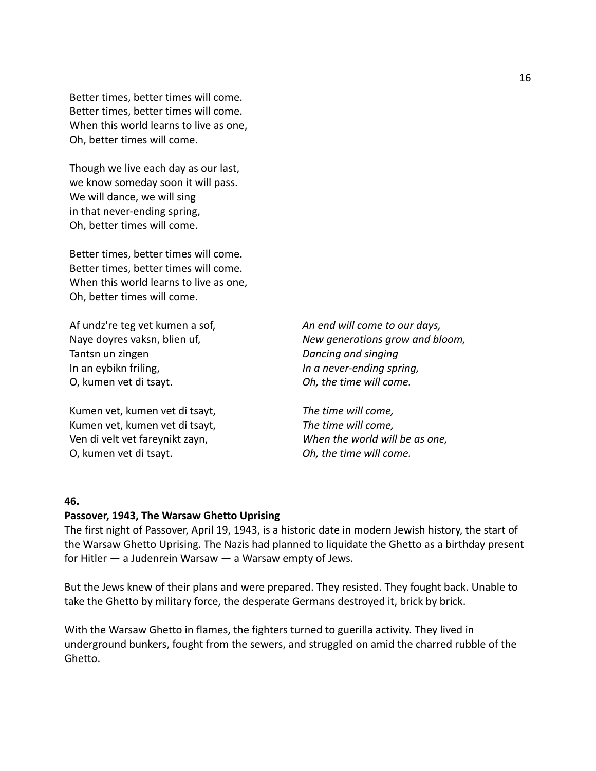Better times, better times will come.
Better times, better times will come.
When this world learns to live as one,
Oh, better times will come.

Though we live each day as our last,
we know someday soon it will pass.
We will dance, we will sing
in that never-ending spring,
Oh, better times will come.

Better times, better times will come.
Better times, better times will come.
When this world learns to live as one,
Oh, better times will come.

Af undz're teg vet kumen a sof,
Naye doyres vaksn, blien uf,
Tantsn un zingen
In an eybikn friling,
O, kumen vet di tsayt.

*An end will come to our days,*
*New generations grow and bloom,*
*Dancing and singing*
*In a never-ending spring,*
*Oh, the time will come.*

Kumen vet, kumen vet di tsayt,
Kumen vet, kumen vet di tsayt,
Ven di velt vet fareynikt zayn,
O, kumen vet di tsayt.

*The time will come,*
*The time will come,*
*When the world will be as one,*
*Oh, the time will come.*

**46.**

**Passover, 1943, The Warsaw Ghetto Uprising**

The first night of Passover, April 19, 1943, is a historic date in modern Jewish history, the start of the Warsaw Ghetto Uprising. The Nazis had planned to liquidate the Ghetto as a birthday present for Hitler — a Judenrein Warsaw — a Warsaw empty of Jews.

But the Jews knew of their plans and were prepared. They resisted. They fought back. Unable to take the Ghetto by military force, the desperate Germans destroyed it, brick by brick.

With the Warsaw Ghetto in flames, the fighters turned to guerilla activity. They lived in underground bunkers, fought from the sewers, and struggled on amid the charred rubble of the Ghetto.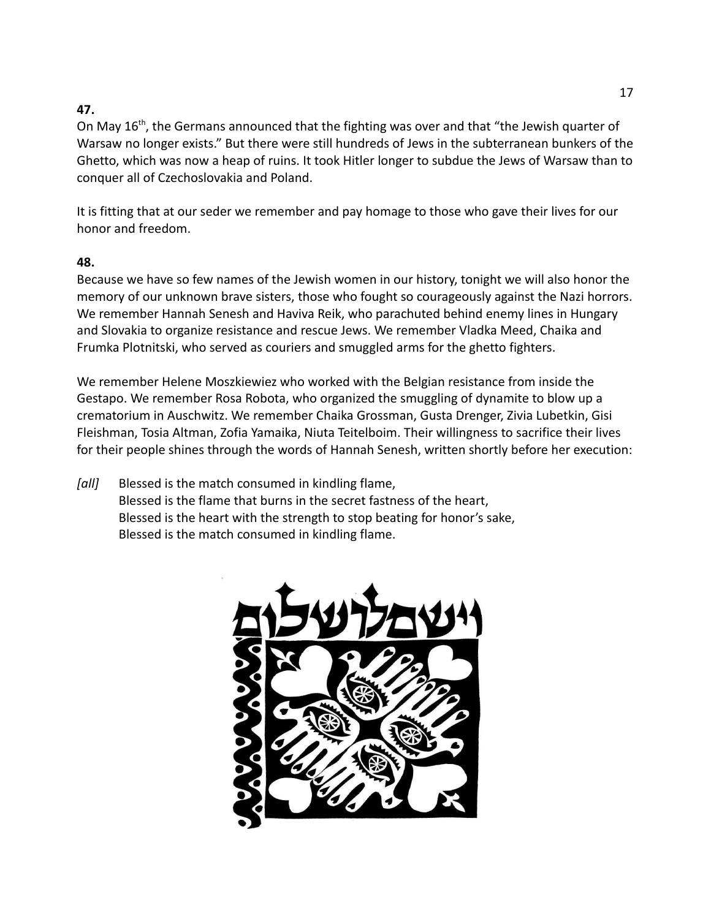**47.**

On May 16th, the Germans announced that the fighting was over and that "the Jewish quarter of Warsaw no longer exists." But there were still hundreds of Jews in the subterranean bunkers of the Ghetto, which was now a heap of ruins. It took Hitler longer to subdue the Jews of Warsaw than to conquer all of Czechoslovakia and Poland.

It is fitting that at our seder we remember and pay homage to those who gave their lives for our honor and freedom.

**48.**

Because we have so few names of the Jewish women in our history, tonight we will also honor the memory of our unknown brave sisters, those who fought so courageously against the Nazi horrors. We remember Hannah Senesh and Haviva Reik, who parachuted behind enemy lines in Hungary and Slovakia to organize resistance and rescue Jews. We remember Vladka Meed, Chaika and Frumka Plotnitski, who served as couriers and smuggled arms for the ghetto fighters.

We remember Helene Moszkiewiez who worked with the Belgian resistance from inside the Gestapo. We remember Rosa Robota, who organized the smuggling of dynamite to blow up a crematorium in Auschwitz. We remember Chaika Grossman, Gusta Drenger, Zivia Lubetkin, Gisi Fleishman, Tosia Altman, Zofia Yamaika, Niuta Teitelboim. Their willingness to sacrifice their lives for their people shines through the words of Hannah Senesh, written shortly before her execution:

*[all]* Blessed is the match consumed in kindling flame,
Blessed is the flame that burns in the secret fastness of the heart,
Blessed is the heart with the strength to stop beating for honor's sake,
Blessed is the match consumed in kindling flame.

וישם לך שלום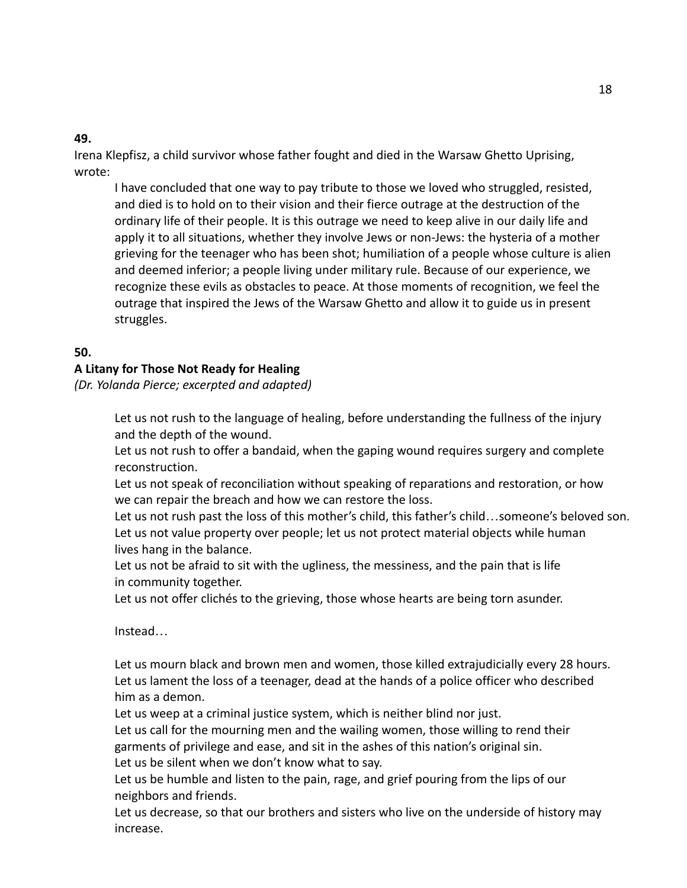**49.**

Irena Klepfisz, a child survivor whose father fought and died in the Warsaw Ghetto Uprising, wrote:

> I have concluded that one way to pay tribute to those we loved who struggled, resisted, and died is to hold on to their vision and their fierce outrage at the destruction of the ordinary life of their people. It is this outrage we need to keep alive in our daily life and apply it to all situations, whether they involve Jews or non-Jews: the hysteria of a mother grieving for the teenager who has been shot; humiliation of a people whose culture is alien and deemed inferior; a people living under military rule. Because of our experience, we recognize these evils as obstacles to peace. At those moments of recognition, we feel the outrage that inspired the Jews of the Warsaw Ghetto and allow it to guide us in present struggles.

**50.**

**A Litany for Those Not Ready for Healing**

*(Dr. Yolanda Pierce; excerpted and adapted)*

> Let us not rush to the language of healing, before understanding the fullness of the injury and the depth of the wound.
> Let us not rush to offer a bandaid, when the gaping wound requires surgery and complete reconstruction.
> Let us not speak of reconciliation without speaking of reparations and restoration, or how we can repair the breach and how we can restore the loss.
> Let us not rush past the loss of this mother's child, this father's child…someone's beloved son.
> Let us not value property over people; let us not protect material objects while human lives hang in the balance.
> Let us not be afraid to sit with the ugliness, the messiness, and the pain that is life in community together.
> Let us not offer clichés to the grieving, those whose hearts are being torn asunder.
>
> Instead…
>
> Let us mourn black and brown men and women, those killed extrajudicially every 28 hours.
> Let us lament the loss of a teenager, dead at the hands of a police officer who described him as a demon.
> Let us weep at a criminal justice system, which is neither blind nor just.
> Let us call for the mourning men and the wailing women, those willing to rend their garments of privilege and ease, and sit in the ashes of this nation's original sin.
> Let us be silent when we don't know what to say.
> Let us be humble and listen to the pain, rage, and grief pouring from the lips of our neighbors and friends.
> Let us decrease, so that our brothers and sisters who live on the underside of history may increase.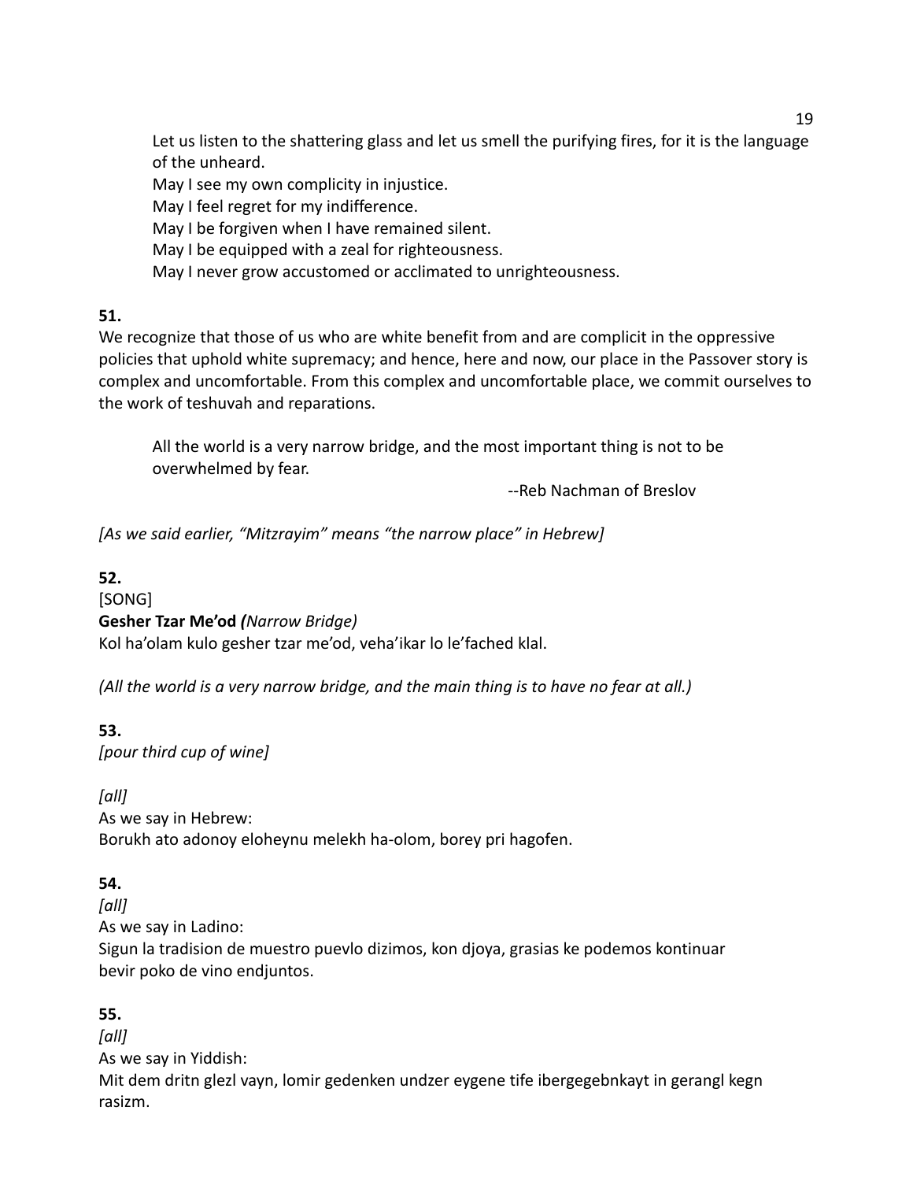Let us listen to the shattering glass and let us smell the purifying fires, for it is the language of the unheard.
May I see my own complicity in injustice.
May I feel regret for my indifference.
May I be forgiven when I have remained silent.
May I be equipped with a zeal for righteousness.
May I never grow accustomed or acclimated to unrighteousness.

**51.**
We recognize that those of us who are white benefit from and are complicit in the oppressive policies that uphold white supremacy; and hence, here and now, our place in the Passover story is complex and uncomfortable. From this complex and uncomfortable place, we commit ourselves to the work of teshuvah and reparations.

> All the world is a very narrow bridge, and the most important thing is not to be overwhelmed by fear.
>
> --Reb Nachman of Breslov

*[As we said earlier, "Mitzrayim" means "the narrow place" in Hebrew]*

**52.**
[SONG]
**Gesher Tzar Me'od** *(Narrow Bridge)*
Kol ha'olam kulo gesher tzar me'od, veha'ikar lo le'fached klal.

*(All the world is a very narrow bridge, and the main thing is to have no fear at all.)*

**53.**
*[pour third cup of wine]*

*[all]*
As we say in Hebrew:
Borukh ato adonoy eloheynu melekh ha-olom, borey pri hagofen.

**54.**
*[all]*
As we say in Ladino:
Sigun la tradision de muestro puevlo dizimos, kon djoya, grasias ke podemos kontinuar bevir poko de vino endjuntos.

**55.**
*[all]*
As we say in Yiddish:
Mit dem dritn glezl vayn, lomir gedenken undzer eygene tife ibergegebnkayt in gerangl kegn rasizm.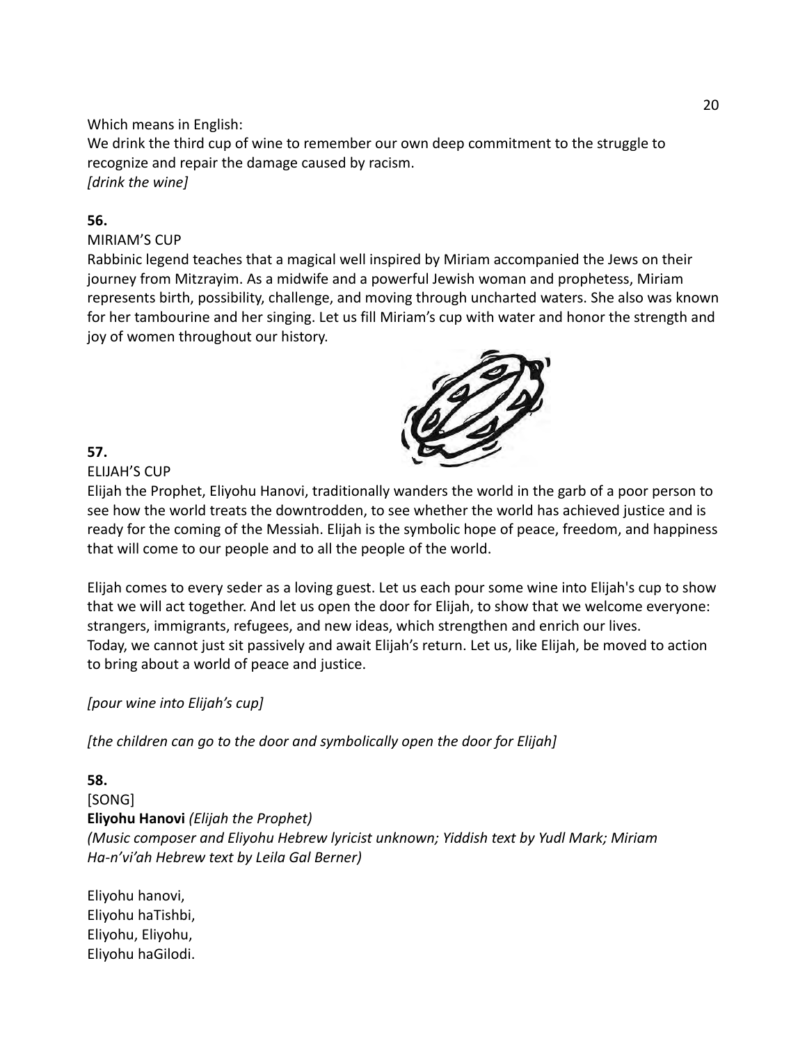Which means in English:
We drink the third cup of wine to remember our own deep commitment to the struggle to recognize and repair the damage caused by racism.
*[drink the wine]*

**56.**

MIRIAM'S CUP

Rabbinic legend teaches that a magical well inspired by Miriam accompanied the Jews on their journey from Mitzrayim. As a midwife and a powerful Jewish woman and prophetess, Miriam represents birth, possibility, challenge, and moving through uncharted waters. She also was known for her tambourine and her singing. Let us fill Miriam's cup with water and honor the strength and joy of women throughout our history.

**57.**

ELIJAH'S CUP

Elijah the Prophet, Eliyohu Hanovi, traditionally wanders the world in the garb of a poor person to see how the world treats the downtrodden, to see whether the world has achieved justice and is ready for the coming of the Messiah. Elijah is the symbolic hope of peace, freedom, and happiness that will come to our people and to all the people of the world.

Elijah comes to every seder as a loving guest. Let us each pour some wine into Elijah's cup to show that we will act together. And let us open the door for Elijah, to show that we welcome everyone: strangers, immigrants, refugees, and new ideas, which strengthen and enrich our lives.
Today, we cannot just sit passively and await Elijah's return. Let us, like Elijah, be moved to action to bring about a world of peace and justice.

*[pour wine into Elijah's cup]*

*[the children can go to the door and symbolically open the door for Elijah]*

**58.**

[SONG]
**Eliyohu Hanovi** *(Elijah the Prophet)*
*(Music composer and Eliyohu Hebrew lyricist unknown; Yiddish text by Yudl Mark; Miriam Ha-n'vi'ah Hebrew text by Leila Gal Berner)*

Eliyohu hanovi,
Eliyohu haTishbi,
Eliyohu, Eliyohu,
Eliyohu haGilodi.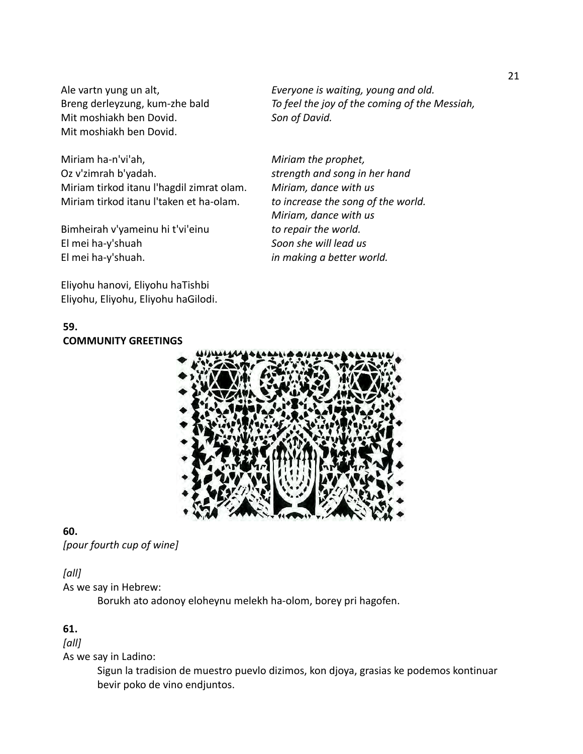Ale vartn yung un alt,
Breng derleyzung, kum-zhe bald
Mit moshiakh ben Dovid.
Mit moshiakh ben Dovid.

*Everyone is waiting, young and old.*
*To feel the joy of the coming of the Messiah,*
*Son of David.*

Miriam ha-n'vi'ah,
Oz v'zimrah b'yadah.
Miriam tirkod itanu l'hagdil zimrat olam.
Miriam tirkod itanu l'taken et ha-olam.

Bimheirah v'yameinu hi t'vi'einu
El mei ha-y'shuah
El mei ha-y'shuah.

*Miriam the prophet,*
*strength and song in her hand*
*Miriam, dance with us*
*to increase the song of the world.*
*Miriam, dance with us*
*to repair the world.*
*Soon she will lead us*
*in making a better world.*

Eliyohu hanovi, Eliyohu haTishbi
Eliyohu, Eliyohu, Eliyohu haGilodi.

**59.**
**COMMUNITY GREETINGS**

**60.**
*[pour fourth cup of wine]*

*[all]*
As we say in Hebrew:

Borukh ato adonoy eloheynu melekh ha-olom, borey pri hagofen.

**61.**
*[all]*
As we say in Ladino:

Sigun la tradision de muestro puevlo dizimos, kon djoya, grasias ke podemos kontinuar bevir poko de vino endjuntos.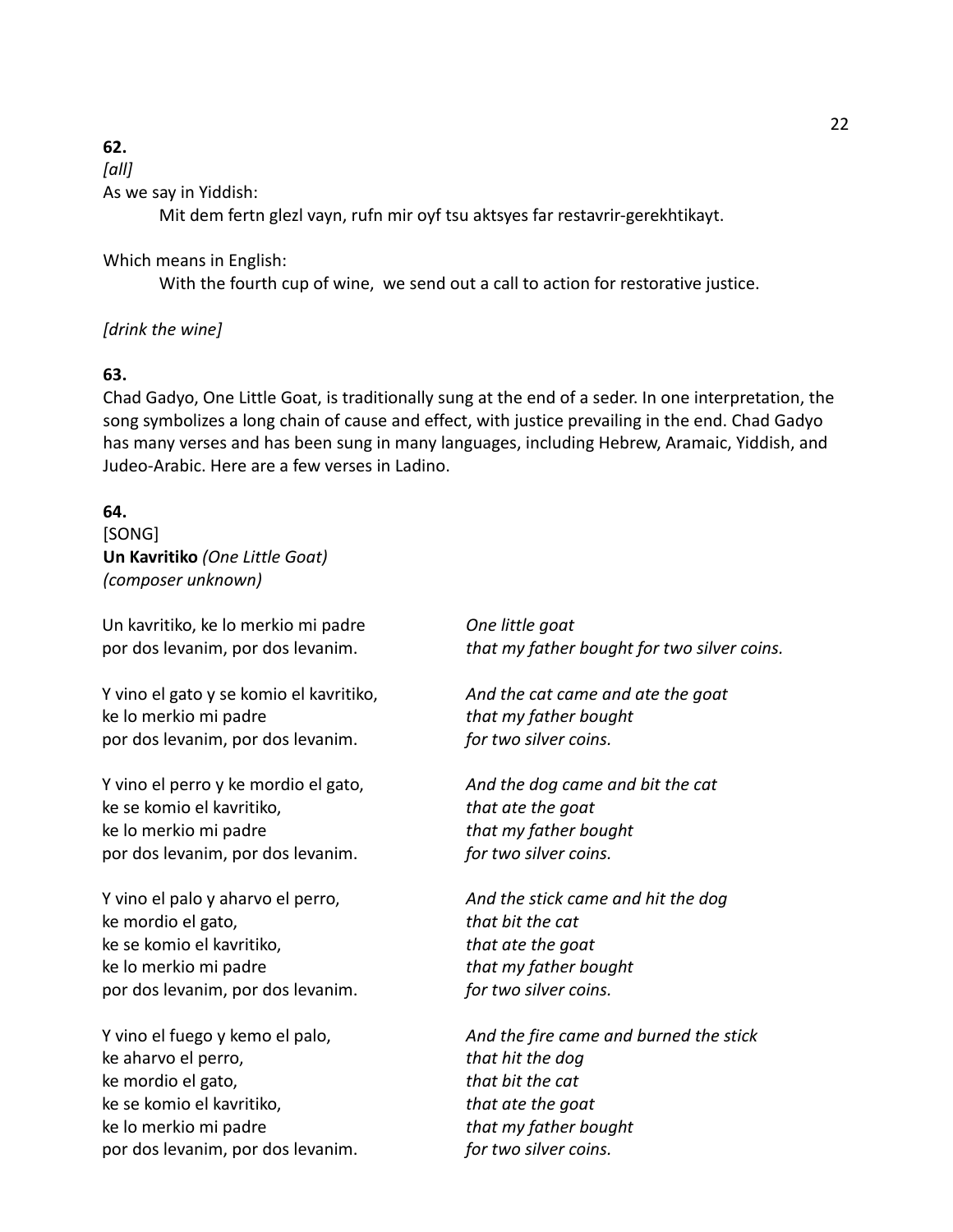**62.**

*[all]*

As we say in Yiddish:

> Mit dem fertn glezl vayn, rufn mir oyf tsu aktsyes far restavrir-gerekhtikayt.

Which means in English:

> With the fourth cup of wine, we send out a call to action for restorative justice.

*[drink the wine]*

**63.**

Chad Gadyo, One Little Goat, is traditionally sung at the end of a seder. In one interpretation, the song symbolizes a long chain of cause and effect, with justice prevailing in the end. Chad Gadyo has many verses and has been sung in many languages, including Hebrew, Aramaic, Yiddish, and Judeo-Arabic. Here are a few verses in Ladino.

**64.**

[SONG]

**Un Kavritiko** *(One Little Goat)*

*(composer unknown)*

| | |
|---|---|
| Un kavritiko, ke lo merkio mi padre<br>por dos levanim, por dos levanim. | *One little goat<br>that my father bought for two silver coins.* |
| Y vino el gato y se komio el kavritiko,<br>ke lo merkio mi padre<br>por dos levanim, por dos levanim. | *And the cat came and ate the goat<br>that my father bought<br>for two silver coins.* |
| Y vino el perro y ke mordio el gato,<br>ke se komio el kavritiko,<br>ke lo merkio mi padre<br>por dos levanim, por dos levanim. | *And the dog came and bit the cat<br>that ate the goat<br>that my father bought<br>for two silver coins.* |
| Y vino el palo y aharvo el perro,<br>ke mordio el gato,<br>ke se komio el kavritiko,<br>ke lo merkio mi padre<br>por dos levanim, por dos levanim. | *And the stick came and hit the dog<br>that bit the cat<br>that ate the goat<br>that my father bought<br>for two silver coins.* |
| Y vino el fuego y kemo el palo,<br>ke aharvo el perro,<br>ke mordio el gato,<br>ke se komio el kavritiko,<br>ke lo merkio mi padre<br>por dos levanim, por dos levanim. | *And the fire came and burned the stick<br>that hit the dog<br>that bit the cat<br>that ate the goat<br>that my father bought<br>for two silver coins.* |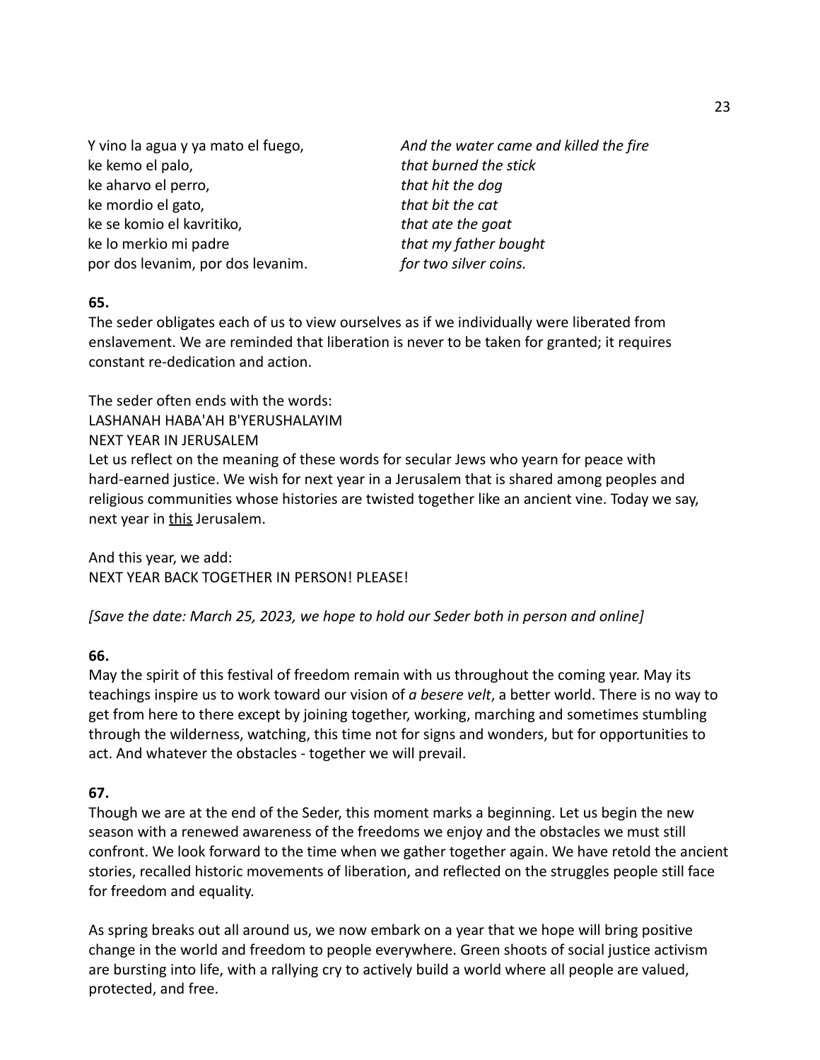| | |
|---|---|
| Y vino la agua y ya mato el fuego, | *And the water came and killed the fire* |
| ke kemo el palo, | *that burned the stick* |
| ke aharvo el perro, | *that hit the dog* |
| ke mordio el gato, | *that bit the cat* |
| ke se komio el kavritiko, | *that ate the goat* |
| ke lo merkio mi padre | *that my father bought* |
| por dos levanim, por dos levanim. | *for two silver coins.* |

**65.**
The seder obligates each of us to view ourselves as if we individually were liberated from enslavement. We are reminded that liberation is never to be taken for granted; it requires constant re-dedication and action.

The seder often ends with the words:
LASHANAH HABA'AH B'YERUSHALAYIM
NEXT YEAR IN JERUSALEM
Let us reflect on the meaning of these words for secular Jews who yearn for peace with hard-earned justice. We wish for next year in a Jerusalem that is shared among peoples and religious communities whose histories are twisted together like an ancient vine. Today we say, next year in <u>this</u> Jerusalem.

And this year, we add:
NEXT YEAR BACK TOGETHER IN PERSON! PLEASE!

*[Save the date: March 25, 2023, we hope to hold our Seder both in person and online]*

**66.**
May the spirit of this festival of freedom remain with us throughout the coming year. May its teachings inspire us to work toward our vision of *a besere velt*, a better world. There is no way to get from here to there except by joining together, working, marching and sometimes stumbling through the wilderness, watching, this time not for signs and wonders, but for opportunities to act. And whatever the obstacles - together we will prevail.

**67.**
Though we are at the end of the Seder, this moment marks a beginning. Let us begin the new season with a renewed awareness of the freedoms we enjoy and the obstacles we must still confront. We look forward to the time when we gather together again. We have retold the ancient stories, recalled historic movements of liberation, and reflected on the struggles people still face for freedom and equality.

As spring breaks out all around us, we now embark on a year that we hope will bring positive change in the world and freedom to people everywhere. Green shoots of social justice activism are bursting into life, with a rallying cry to actively build a world where all people are valued, protected, and free.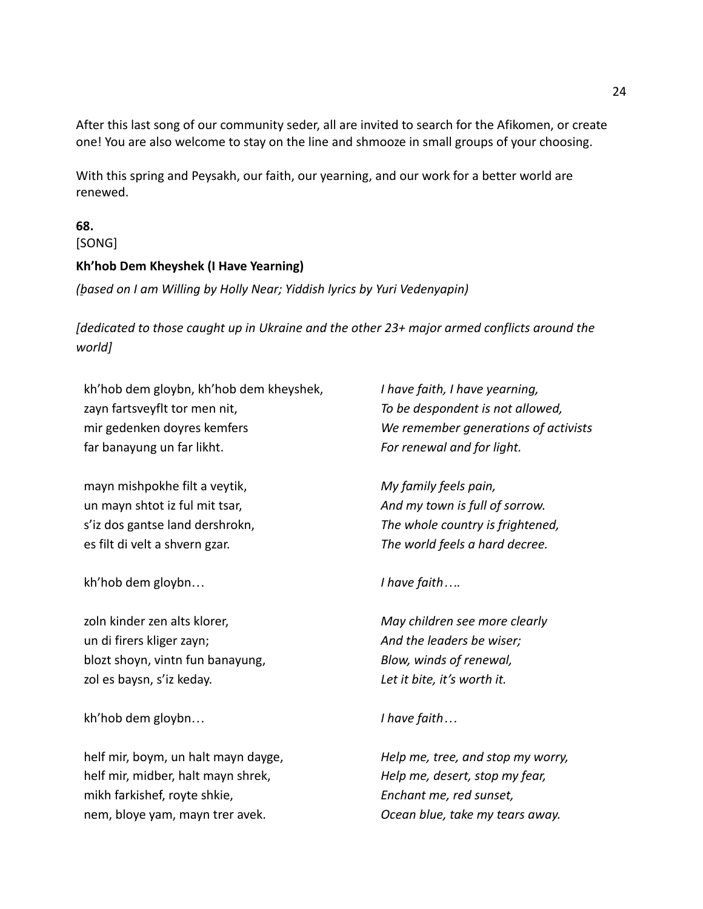After this last song of our community seder, all are invited to search for the Afikomen, or create one! You are also welcome to stay on the line and shmooze in small groups of your choosing.

With this spring and Peysakh, our faith, our yearning, and our work for a better world are renewed.

**68.**
[SONG]

**Kh'hob Dem Kheyshek (I Have Yearning)**

*(based on I am Willing by Holly Near; Yiddish lyrics by Yuri Vedenyapin)*

*[dedicated to those caught up in Ukraine and the other 23+ major armed conflicts around the world]*

| | |
|---|---|
| kh'hob dem gloybn, kh'hob dem kheyshek,<br>zayn fartsveyflt tor men nit,<br>mir gedenken doyres kemfers<br>far banayung un far likht. | *I have faith, I have yearning,*<br>*To be despondent is not allowed,*<br>*We remember generations of activists*<br>*For renewal and for light.* |
| mayn mishpokhe filt a veytik,<br>un mayn shtot iz ful mit tsar,<br>s'iz dos gantse land dershrokn,<br>es filt di velt a shvern gzar. | *My family feels pain,*<br>*And my town is full of sorrow.*<br>*The whole country is frightened,*<br>*The world feels a hard decree.* |
| kh'hob dem gloybn… | *I have faith….* |
| zoln kinder zen alts klorer,<br>un di firers kliger zayn;<br>blozt shoyn, vintn fun banayung,<br>zol es baysn, s'iz keday. | *May children see more clearly*<br>*And the leaders be wiser;*<br>*Blow, winds of renewal,*<br>*Let it bite, it's worth it.* |
| kh'hob dem gloybn… | *I have faith…* |
| helf mir, boym, un halt mayn dayge,<br>helf mir, midber, halt mayn shrek,<br>mikh farkishef, royte shkie,<br>nem, bloye yam, mayn trer avek. | *Help me, tree, and stop my worry,*<br>*Help me, desert, stop my fear,*<br>*Enchant me, red sunset,*<br>*Ocean blue, take my tears away.* |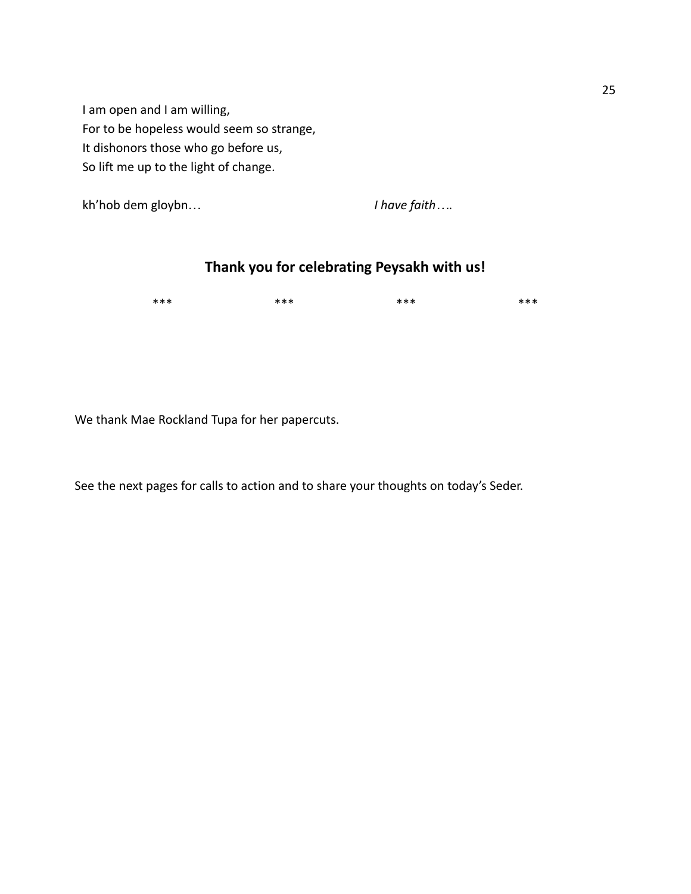I am open and I am willing,  
For to be hopeless would seem so strange,  
It dishonors those who go before us,  
So lift me up to the light of change.

kh'hob dem gloybn… *I have faith….*

**Thank you for celebrating Peysakh with us!**

\*\*\* \*\*\* \*\*\* \*\*\*

We thank Mae Rockland Tupa for her papercuts.

See the next pages for calls to action and to share your thoughts on today's Seder.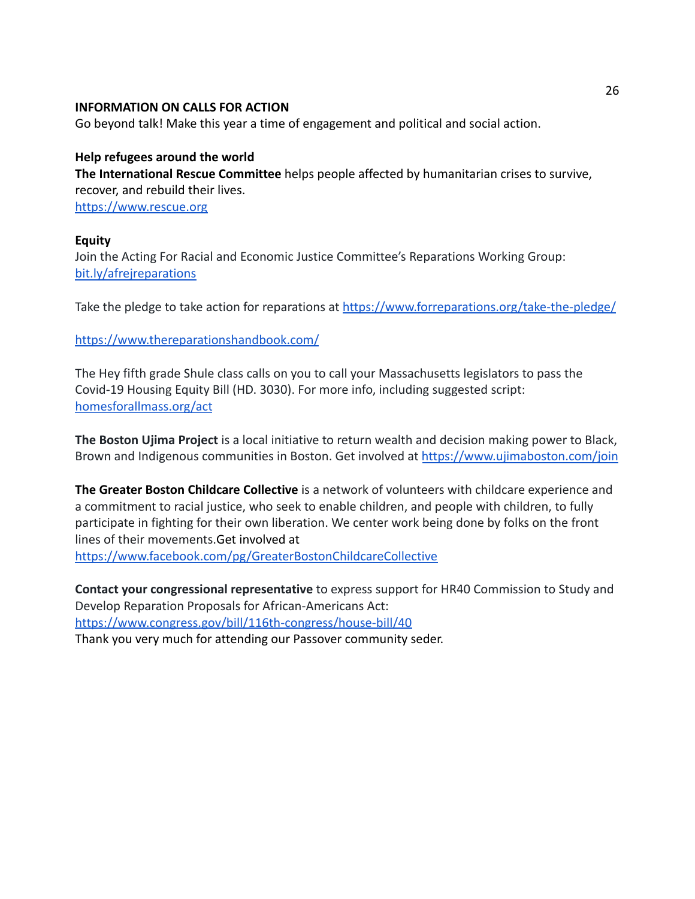**INFORMATION ON CALLS FOR ACTION**

Go beyond talk! Make this year a time of engagement and political and social action.

**Help refugees around the world**

**The International Rescue Committee** helps people affected by humanitarian crises to survive, recover, and rebuild their lives.
https://www.rescue.org

**Equity**

Join the Acting For Racial and Economic Justice Committee's Reparations Working Group: bit.ly/afrejreparations

Take the pledge to take action for reparations at https://www.forreparations.org/take-the-pledge/

https://www.thereparationshandbook.com/

The Hey fifth grade Shule class calls on you to call your Massachusetts legislators to pass the Covid-19 Housing Equity Bill (HD. 3030). For more info, including suggested script: homesforallmass.org/act

**The Boston Ujima Project** is a local initiative to return wealth and decision making power to Black, Brown and Indigenous communities in Boston. Get involved at https://www.ujimaboston.com/join

**The Greater Boston Childcare Collective** is a network of volunteers with childcare experience and a commitment to racial justice, who seek to enable children, and people with children, to fully participate in fighting for their own liberation. We center work being done by folks on the front lines of their movements.Get involved at
https://www.facebook.com/pg/GreaterBostonChildcareCollective

**Contact your congressional representative** to express support for HR40 Commission to Study and Develop Reparation Proposals for African-Americans Act:
https://www.congress.gov/bill/116th-congress/house-bill/40

Thank you very much for attending our Passover community seder.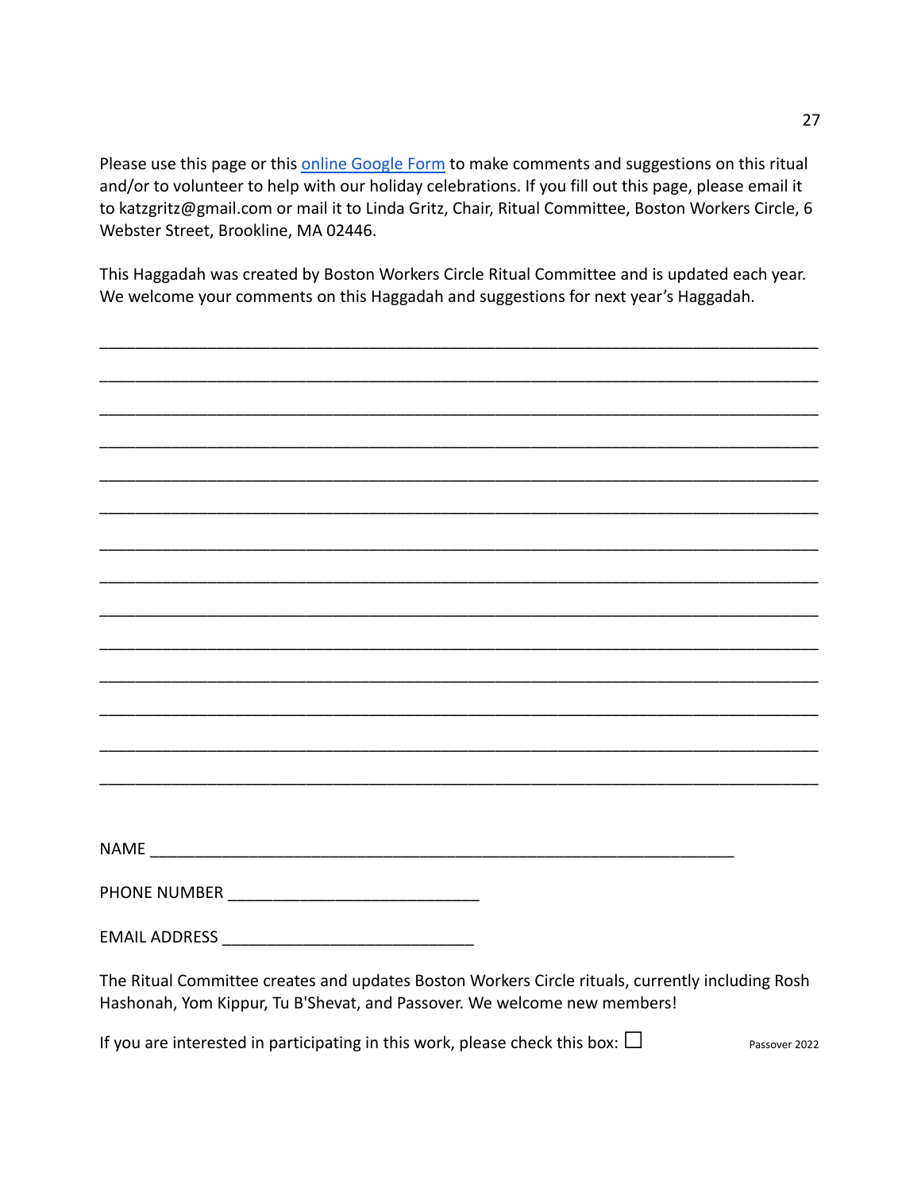Please use this page or this [online Google Form] to make comments and suggestions on this ritual and/or to volunteer to help with our holiday celebrations. If you fill out this page, please email it to katzgritz@gmail.com or mail it to Linda Gritz, Chair, Ritual Committee, Boston Workers Circle, 6 Webster Street, Brookline, MA 02446.

This Haggadah was created by Boston Workers Circle Ritual Committee and is updated each year. We welcome your comments on this Haggadah and suggestions for next year's Haggadah.

\_\_\_\_\_\_\_\_\_\_\_\_\_\_\_\_\_\_\_\_\_\_\_\_\_\_\_\_\_\_\_\_\_\_\_\_\_\_\_\_\_\_\_\_\_\_\_\_\_\_\_\_\_\_\_\_\_\_\_\_\_\_\_\_\_\_\_\_\_\_\_\_\_\_\_\_

\_\_\_\_\_\_\_\_\_\_\_\_\_\_\_\_\_\_\_\_\_\_\_\_\_\_\_\_\_\_\_\_\_\_\_\_\_\_\_\_\_\_\_\_\_\_\_\_\_\_\_\_\_\_\_\_\_\_\_\_\_\_\_\_\_\_\_\_\_\_\_\_\_\_\_\_

\_\_\_\_\_\_\_\_\_\_\_\_\_\_\_\_\_\_\_\_\_\_\_\_\_\_\_\_\_\_\_\_\_\_\_\_\_\_\_\_\_\_\_\_\_\_\_\_\_\_\_\_\_\_\_\_\_\_\_\_\_\_\_\_\_\_\_\_\_\_\_\_\_\_\_\_

\_\_\_\_\_\_\_\_\_\_\_\_\_\_\_\_\_\_\_\_\_\_\_\_\_\_\_\_\_\_\_\_\_\_\_\_\_\_\_\_\_\_\_\_\_\_\_\_\_\_\_\_\_\_\_\_\_\_\_\_\_\_\_\_\_\_\_\_\_\_\_\_\_\_\_\_

\_\_\_\_\_\_\_\_\_\_\_\_\_\_\_\_\_\_\_\_\_\_\_\_\_\_\_\_\_\_\_\_\_\_\_\_\_\_\_\_\_\_\_\_\_\_\_\_\_\_\_\_\_\_\_\_\_\_\_\_\_\_\_\_\_\_\_\_\_\_\_\_\_\_\_\_

\_\_\_\_\_\_\_\_\_\_\_\_\_\_\_\_\_\_\_\_\_\_\_\_\_\_\_\_\_\_\_\_\_\_\_\_\_\_\_\_\_\_\_\_\_\_\_\_\_\_\_\_\_\_\_\_\_\_\_\_\_\_\_\_\_\_\_\_\_\_\_\_\_\_\_\_

\_\_\_\_\_\_\_\_\_\_\_\_\_\_\_\_\_\_\_\_\_\_\_\_\_\_\_\_\_\_\_\_\_\_\_\_\_\_\_\_\_\_\_\_\_\_\_\_\_\_\_\_\_\_\_\_\_\_\_\_\_\_\_\_\_\_\_\_\_\_\_\_\_\_\_\_

\_\_\_\_\_\_\_\_\_\_\_\_\_\_\_\_\_\_\_\_\_\_\_\_\_\_\_\_\_\_\_\_\_\_\_\_\_\_\_\_\_\_\_\_\_\_\_\_\_\_\_\_\_\_\_\_\_\_\_\_\_\_\_\_\_\_\_\_\_\_\_\_\_\_\_\_

\_\_\_\_\_\_\_\_\_\_\_\_\_\_\_\_\_\_\_\_\_\_\_\_\_\_\_\_\_\_\_\_\_\_\_\_\_\_\_\_\_\_\_\_\_\_\_\_\_\_\_\_\_\_\_\_\_\_\_\_\_\_\_\_\_\_\_\_\_\_\_\_\_\_\_\_

\_\_\_\_\_\_\_\_\_\_\_\_\_\_\_\_\_\_\_\_\_\_\_\_\_\_\_\_\_\_\_\_\_\_\_\_\_\_\_\_\_\_\_\_\_\_\_\_\_\_\_\_\_\_\_\_\_\_\_\_\_\_\_\_\_\_\_\_\_\_\_\_\_\_\_\_

\_\_\_\_\_\_\_\_\_\_\_\_\_\_\_\_\_\_\_\_\_\_\_\_\_\_\_\_\_\_\_\_\_\_\_\_\_\_\_\_\_\_\_\_\_\_\_\_\_\_\_\_\_\_\_\_\_\_\_\_\_\_\_\_\_\_\_\_\_\_\_\_\_\_\_\_

\_\_\_\_\_\_\_\_\_\_\_\_\_\_\_\_\_\_\_\_\_\_\_\_\_\_\_\_\_\_\_\_\_\_\_\_\_\_\_\_\_\_\_\_\_\_\_\_\_\_\_\_\_\_\_\_\_\_\_\_\_\_\_\_\_\_\_\_\_\_\_\_\_\_\_\_

\_\_\_\_\_\_\_\_\_\_\_\_\_\_\_\_\_\_\_\_\_\_\_\_\_\_\_\_\_\_\_\_\_\_\_\_\_\_\_\_\_\_\_\_\_\_\_\_\_\_\_\_\_\_\_\_\_\_\_\_\_\_\_\_\_\_\_\_\_\_\_\_\_\_\_\_

\_\_\_\_\_\_\_\_\_\_\_\_\_\_\_\_\_\_\_\_\_\_\_\_\_\_\_\_\_\_\_\_\_\_\_\_\_\_\_\_\_\_\_\_\_\_\_\_\_\_\_\_\_\_\_\_\_\_\_\_\_\_\_\_\_\_\_\_\_\_\_\_\_\_\_\_

NAME \_\_\_\_\_\_\_\_\_\_\_\_\_\_\_\_\_\_\_\_\_\_\_\_\_\_\_\_\_\_\_\_\_\_\_\_\_\_\_\_\_\_\_\_\_\_\_\_\_\_\_\_\_\_\_\_\_\_\_\_

PHONE NUMBER \_\_\_\_\_\_\_\_\_\_\_\_\_\_\_\_\_\_\_\_\_\_\_\_\_\_\_

EMAIL ADDRESS \_\_\_\_\_\_\_\_\_\_\_\_\_\_\_\_\_\_\_\_\_\_\_\_\_\_\_

The Ritual Committee creates and updates Boston Workers Circle rituals, currently including Rosh Hashonah, Yom Kippur, Tu B'Shevat, and Passover. We welcome new members!

If you are interested in participating in this work, please check this box: ☐

Passover 2022